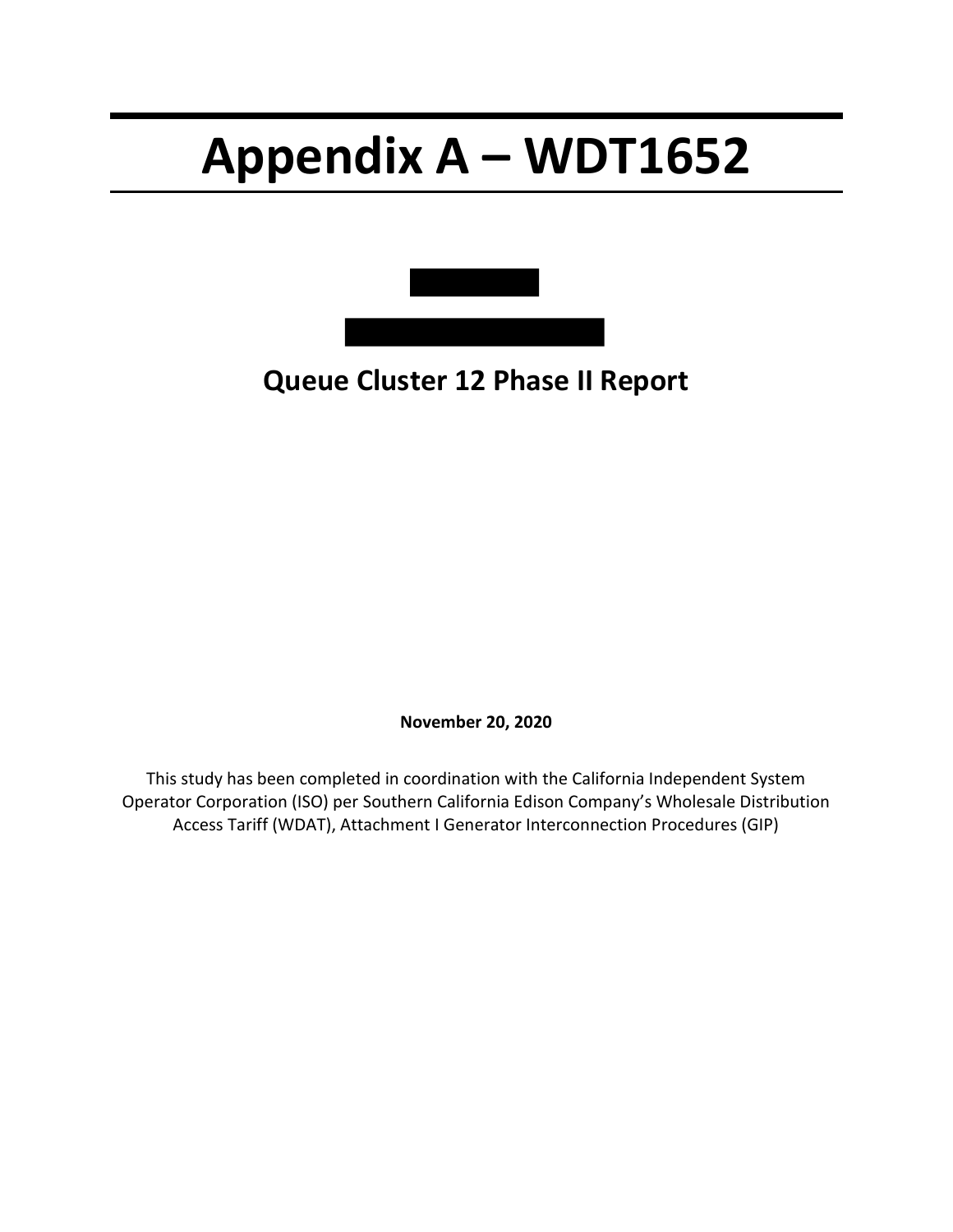# Appendix A – WDT1652

## Queue Cluster 12 Phase II Report

**November 20, 2020**

This study has been completed in coordination with the California Independent System Operator Corporation (ISO) per Southern California Edison Company's Wholesale Distribution Access Tariff (WDAT), Attachment I Generator Interconnection Procedures (GIP)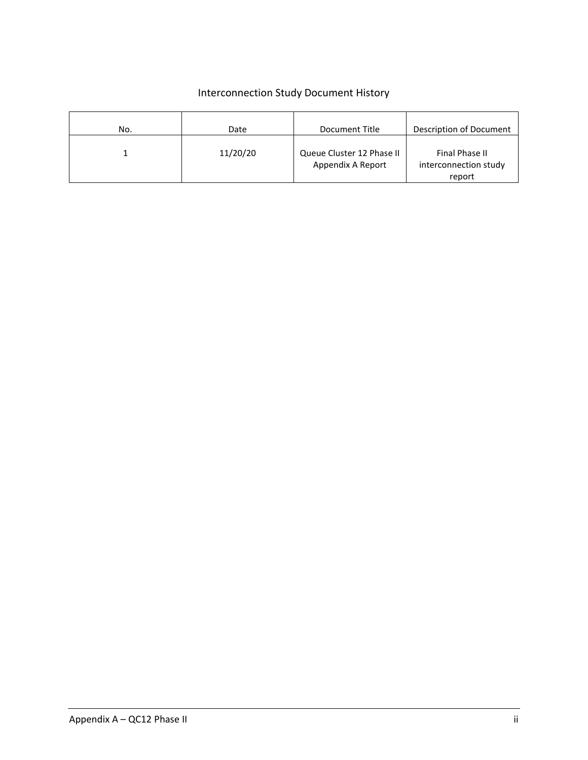Interconnection Study Document History

| No. | Date | Document Title | Description of Document |
|---|---|---|---|
| 1 | 11/20/20 | Queue Cluster 12 Phase II Appendix A Report | Final Phase II interconnection study report |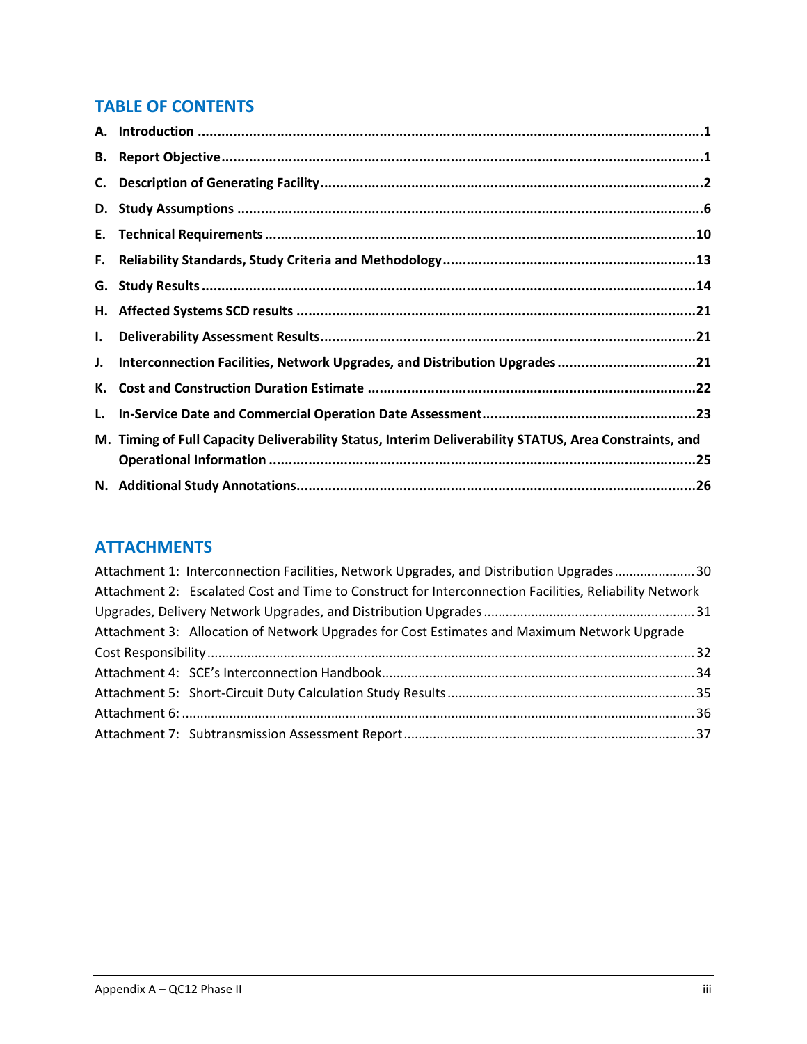## TABLE OF CONTENTS

**A. Introduction .......................................................................................................................1**

**B. Report Objective.....................................................................................................................1**

**C. Description of Generating Facility..........................................................................................2**

**D. Study Assumptions ................................................................................................................6**

**E. Technical Requirements........................................................................................................10**

**F. Reliability Standards, Study Criteria and Methodology...........................................................13**

**G. Study Results .......................................................................................................................14**

**H. Affected Systems SCD results ..............................................................................................21**

**I. Deliverability Assessment Results..........................................................................................21**

**J. Interconnection Facilities, Network Upgrades, and Distribution Upgrades ..............................21**

**K. Cost and Construction Duration Estimate ............................................................................22**

**L. In-Service Date and Commercial Operation Date Assessment................................................23**

**M. Timing of Full Capacity Deliverability Status, Interim Deliverability STATUS, Area Constraints, and Operational Information ......................................................................................................25**

**N. Additional Study Annotations...............................................................................................26**

## ATTACHMENTS

Attachment 1: Interconnection Facilities, Network Upgrades, and Distribution Upgrades......................30

Attachment 2: Escalated Cost and Time to Construct for Interconnection Facilities, Reliability Network Upgrades, Delivery Network Upgrades, and Distribution Upgrades .........................................................31

Attachment 3: Allocation of Network Upgrades for Cost Estimates and Maximum Network Upgrade Cost Responsibility..............................................................................................................................32

Attachment 4: SCE's Interconnection Handbook.....................................................................................34

Attachment 5: Short-Circuit Duty Calculation Study Results...................................................................35

Attachment 6: ..........................................................................................................................................36

Attachment 7: Subtransmission Assessment Report...............................................................................37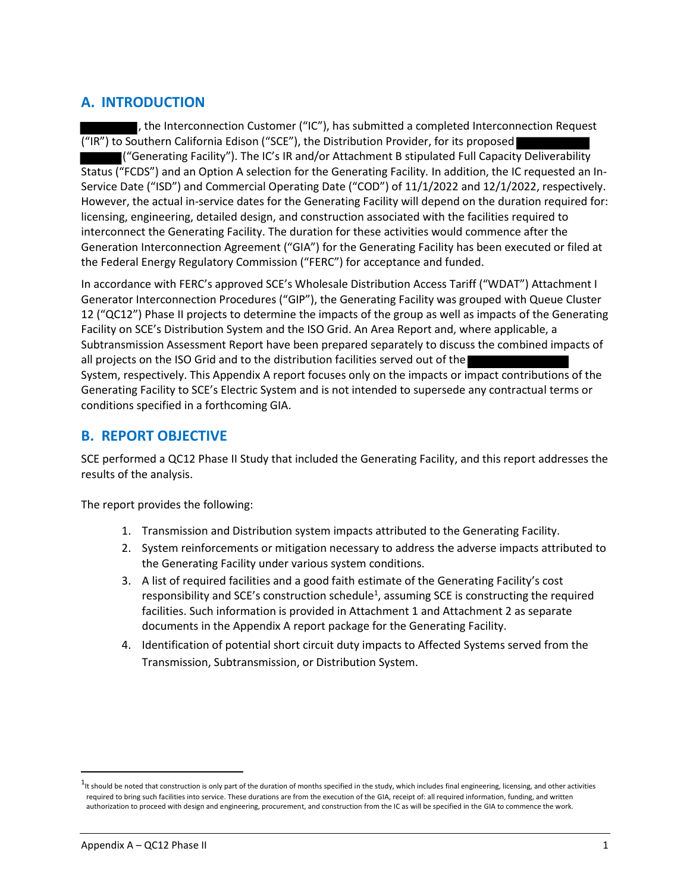## A. INTRODUCTION

██████, the Interconnection Customer ("IC"), has submitted a completed Interconnection Request ("IR") to Southern California Edison ("SCE"), the Distribution Provider, for its proposed ██████ ██████ ("Generating Facility"). The IC's IR and/or Attachment B stipulated Full Capacity Deliverability Status ("FCDS") and an Option A selection for the Generating Facility. In addition, the IC requested an In-Service Date ("ISD") and Commercial Operating Date ("COD") of 11/1/2022 and 12/1/2022, respectively. However, the actual in-service dates for the Generating Facility will depend on the duration required for: licensing, engineering, detailed design, and construction associated with the facilities required to interconnect the Generating Facility. The duration for these activities would commence after the Generation Interconnection Agreement ("GIA") for the Generating Facility has been executed or filed at the Federal Energy Regulatory Commission ("FERC") for acceptance and funded.

In accordance with FERC's approved SCE's Wholesale Distribution Access Tariff ("WDAT") Attachment I Generator Interconnection Procedures ("GIP"), the Generating Facility was grouped with Queue Cluster 12 ("QC12") Phase II projects to determine the impacts of the group as well as impacts of the Generating Facility on SCE's Distribution System and the ISO Grid. An Area Report and, where applicable, a Subtransmission Assessment Report have been prepared separately to discuss the combined impacts of all projects on the ISO Grid and to the distribution facilities served out of the ██████ System, respectively. This Appendix A report focuses only on the impacts or impact contributions of the Generating Facility to SCE's Electric System and is not intended to supersede any contractual terms or conditions specified in a forthcoming GIA.

## B. REPORT OBJECTIVE

SCE performed a QC12 Phase II Study that included the Generating Facility, and this report addresses the results of the analysis.

The report provides the following:

1. Transmission and Distribution system impacts attributed to the Generating Facility.
2. System reinforcements or mitigation necessary to address the adverse impacts attributed to the Generating Facility under various system conditions.
3. A list of required facilities and a good faith estimate of the Generating Facility's cost responsibility and SCE's construction schedule[1], assuming SCE is constructing the required facilities. Such information is provided in Attachment 1 and Attachment 2 as separate documents in the Appendix A report package for the Generating Facility.
4. Identification of potential short circuit duty impacts to Affected Systems served from the Transmission, Subtransmission, or Distribution System.

[1] It should be noted that construction is only part of the duration of months specified in the study, which includes final engineering, licensing, and other activities required to bring such facilities into service. These durations are from the execution of the GIA, receipt of: all required information, funding, and written authorization to proceed with design and engineering, procurement, and construction from the IC as will be specified in the GIA to commence the work.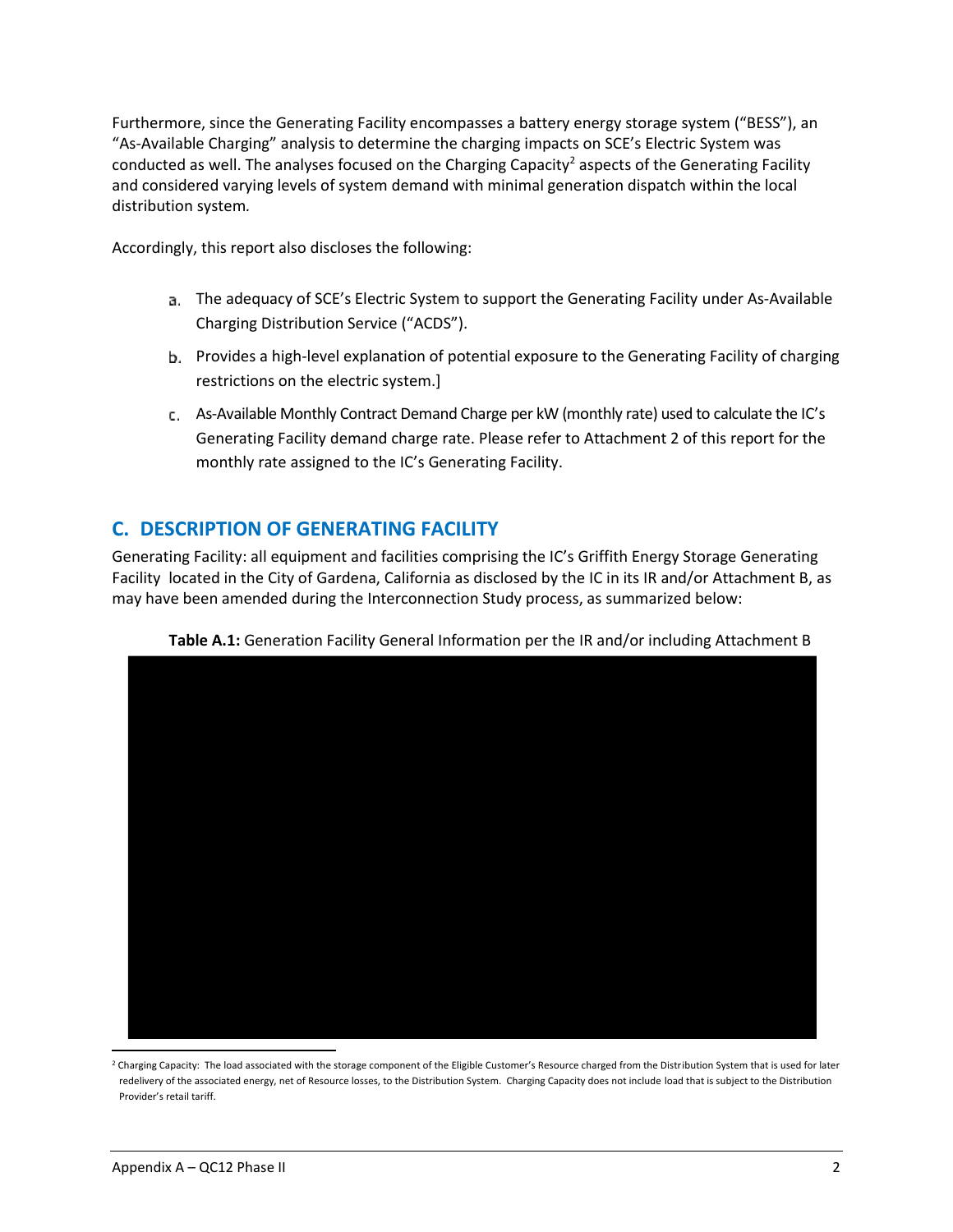Furthermore, since the Generating Facility encompasses a battery energy storage system ("BESS"), an "As-Available Charging" analysis to determine the charging impacts on SCE's Electric System was conducted as well. The analyses focused on the Charging Capacity[2] aspects of the Generating Facility and considered varying levels of system demand with minimal generation dispatch within the local distribution system.

Accordingly, this report also discloses the following:

a. The adequacy of SCE's Electric System to support the Generating Facility under As-Available Charging Distribution Service ("ACDS").

b. Provides a high-level explanation of potential exposure to the Generating Facility of charging restrictions on the electric system.]

c. As-Available Monthly Contract Demand Charge per kW (monthly rate) used to calculate the IC's Generating Facility demand charge rate. Please refer to Attachment 2 of this report for the monthly rate assigned to the IC's Generating Facility.

## C. DESCRIPTION OF GENERATING FACILITY

Generating Facility: all equipment and facilities comprising the IC's Griffith Energy Storage Generating Facility located in the City of Gardena, California as disclosed by the IC in its IR and/or Attachment B, as may have been amended during the Interconnection Study process, as summarized below:

**Table A.1:** Generation Facility General Information per the IR and/or including Attachment B

[2] Charging Capacity: The load associated with the storage component of the Eligible Customer's Resource charged from the Distribution System that is used for later redelivery of the associated energy, net of Resource losses, to the Distribution System. Charging Capacity does not include load that is subject to the Distribution Provider's retail tariff.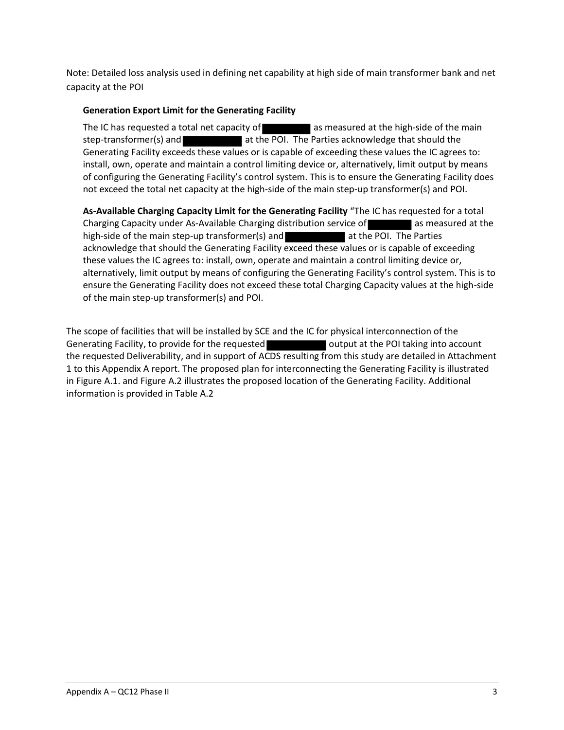Note: Detailed loss analysis used in defining net capability at high side of main transformer bank and net capacity at the POI

**Generation Export Limit for the Generating Facility**

The IC has requested a total net capacity of ████████ as measured at the high-side of the main step-transformer(s) and ██████████ at the POI. The Parties acknowledge that should the Generating Facility exceeds these values or is capable of exceeding these values the IC agrees to: install, own, operate and maintain a control limiting device or, alternatively, limit output by means of configuring the Generating Facility's control system. This is to ensure the Generating Facility does not exceed the total net capacity at the high-side of the main step-up transformer(s) and POI.

**As-Available Charging Capacity Limit for the Generating Facility** "The IC has requested for a total Charging Capacity under As-Available Charging distribution service of ████████ as measured at the high-side of the main step-up transformer(s) and ██████████ at the POI. The Parties acknowledge that should the Generating Facility exceed these values or is capable of exceeding these values the IC agrees to: install, own, operate and maintain a control limiting device or, alternatively, limit output by means of configuring the Generating Facility's control system. This is to ensure the Generating Facility does not exceed these total Charging Capacity values at the high-side of the main step-up transformer(s) and POI.

The scope of facilities that will be installed by SCE and the IC for physical interconnection of the Generating Facility, to provide for the requested ██████████ output at the POI taking into account the requested Deliverability, and in support of ACDS resulting from this study are detailed in Attachment 1 to this Appendix A report. The proposed plan for interconnecting the Generating Facility is illustrated in Figure A.1. and Figure A.2 illustrates the proposed location of the Generating Facility. Additional information is provided in Table A.2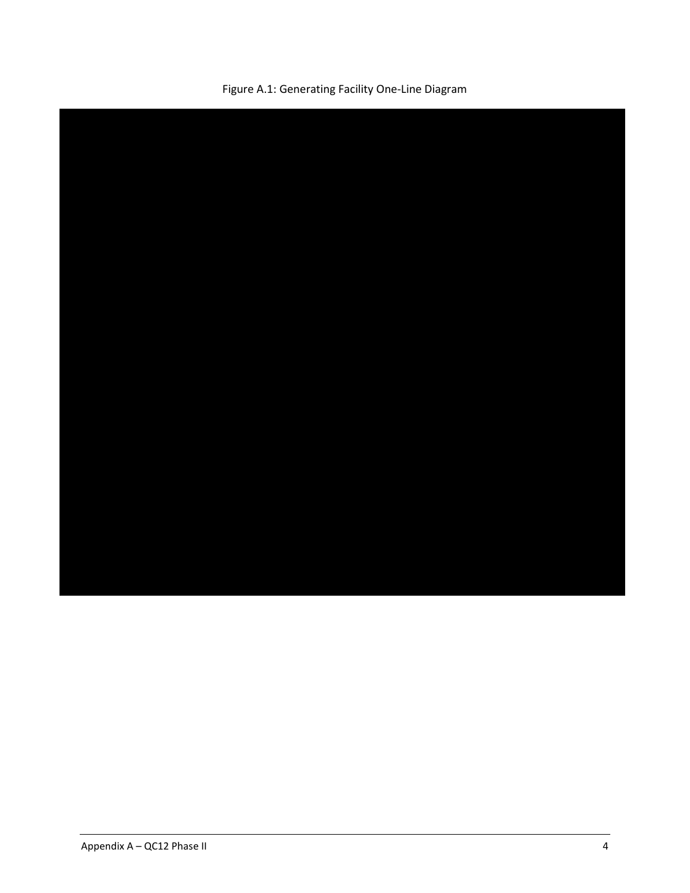Figure A.1: Generating Facility One-Line Diagram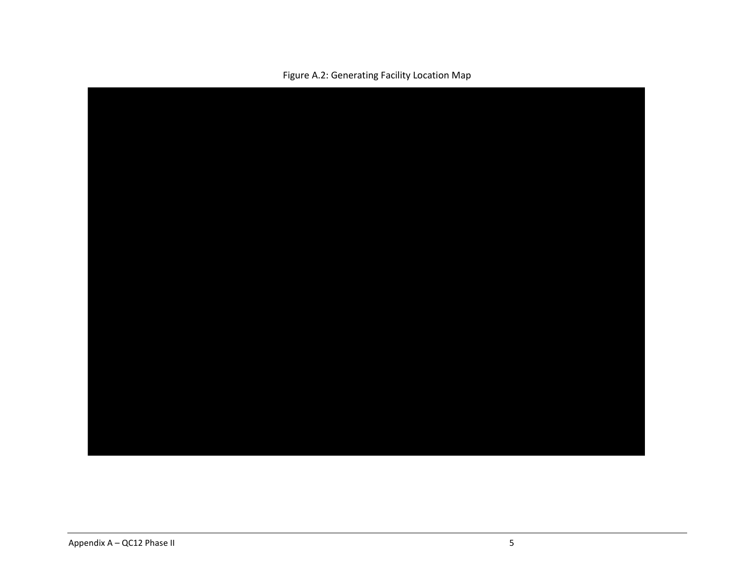Figure A.2: Generating Facility Location Map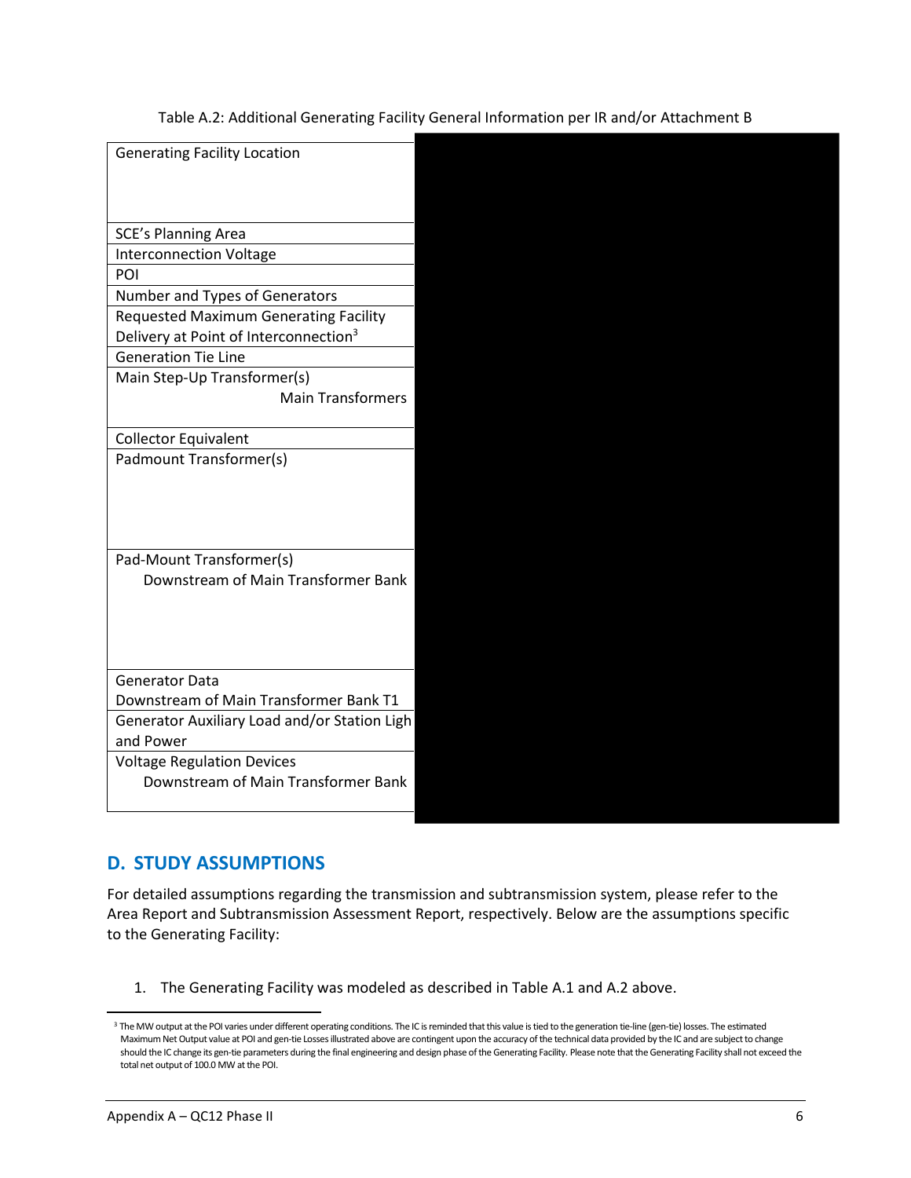Table A.2: Additional Generating Facility General Information per IR and/or Attachment B

| | |
|---|---|
| Generating Facility Location | |
| SCE's Planning Area | |
| Interconnection Voltage | |
| POI | |
| Number and Types of Generators | |
| Requested Maximum Generating Facility Delivery at Point of Interconnection[3] | |
| Generation Tie Line | |
| Main Step-Up Transformer(s) Main Transformers | |
| Collector Equivalent | |
| Padmount Transformer(s) | |
| Pad-Mount Transformer(s) Downstream of Main Transformer Bank | |
| Generator Data Downstream of Main Transformer Bank T1 | |
| Generator Auxiliary Load and/or Station Ligh and Power | |
| Voltage Regulation Devices Downstream of Main Transformer Bank | |

## D. STUDY ASSUMPTIONS

For detailed assumptions regarding the transmission and subtransmission system, please refer to the Area Report and Subtransmission Assessment Report, respectively. Below are the assumptions specific to the Generating Facility:

1. The Generating Facility was modeled as described in Table A.1 and A.2 above.

[3] The MW output at the POI varies under different operating conditions. The IC is reminded that this value is tied to the generation tie-line (gen-tie) losses. The estimated Maximum Net Output value at POI and gen-tie Losses illustrated above are contingent upon the accuracy of the technical data provided by the IC and are subject to change should the IC change its gen-tie parameters during the final engineering and design phase of the Generating Facility. Please note that the Generating Facility shall not exceed the total net output of 100.0 MW at the POI.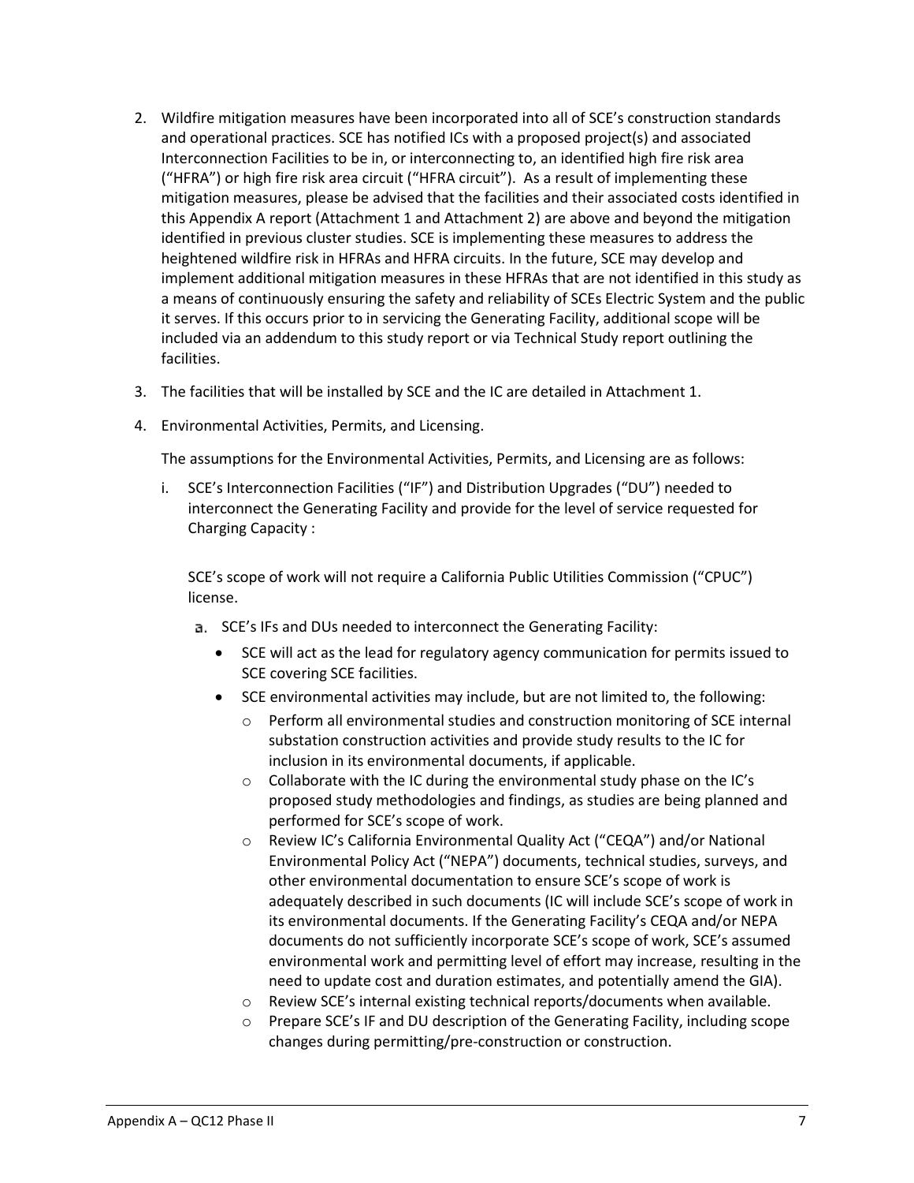2. Wildfire mitigation measures have been incorporated into all of SCE's construction standards and operational practices. SCE has notified ICs with a proposed project(s) and associated Interconnection Facilities to be in, or interconnecting to, an identified high fire risk area ("HFRA") or high fire risk area circuit ("HFRA circuit"). As a result of implementing these mitigation measures, please be advised that the facilities and their associated costs identified in this Appendix A report (Attachment 1 and Attachment 2) are above and beyond the mitigation identified in previous cluster studies. SCE is implementing these measures to address the heightened wildfire risk in HFRAs and HFRA circuits. In the future, SCE may develop and implement additional mitigation measures in these HFRAs that are not identified in this study as a means of continuously ensuring the safety and reliability of SCEs Electric System and the public it serves. If this occurs prior to in servicing the Generating Facility, additional scope will be included via an addendum to this study report or via Technical Study report outlining the facilities.

3. The facilities that will be installed by SCE and the IC are detailed in Attachment 1.

4. Environmental Activities, Permits, and Licensing.

   The assumptions for the Environmental Activities, Permits, and Licensing are as follows:

   i. SCE's Interconnection Facilities ("IF") and Distribution Upgrades ("DU") needed to interconnect the Generating Facility and provide for the level of service requested for Charging Capacity :

      SCE's scope of work will not require a California Public Utilities Commission ("CPUC") license.

      a. SCE's IFs and DUs needed to interconnect the Generating Facility:
         - SCE will act as the lead for regulatory agency communication for permits issued to SCE covering SCE facilities.
         - SCE environmental activities may include, but are not limited to, the following:
           - Perform all environmental studies and construction monitoring of SCE internal substation construction activities and provide study results to the IC for inclusion in its environmental documents, if applicable.
           - Collaborate with the IC during the environmental study phase on the IC's proposed study methodologies and findings, as studies are being planned and performed for SCE's scope of work.
           - Review IC's California Environmental Quality Act ("CEQA") and/or National Environmental Policy Act ("NEPA") documents, technical studies, surveys, and other environmental documentation to ensure SCE's scope of work is adequately described in such documents (IC will include SCE's scope of work in its environmental documents. If the Generating Facility's CEQA and/or NEPA documents do not sufficiently incorporate SCE's scope of work, SCE's assumed environmental work and permitting level of effort may increase, resulting in the need to update cost and duration estimates, and potentially amend the GIA).
           - Review SCE's internal existing technical reports/documents when available.
           - Prepare SCE's IF and DU description of the Generating Facility, including scope changes during permitting/pre-construction or construction.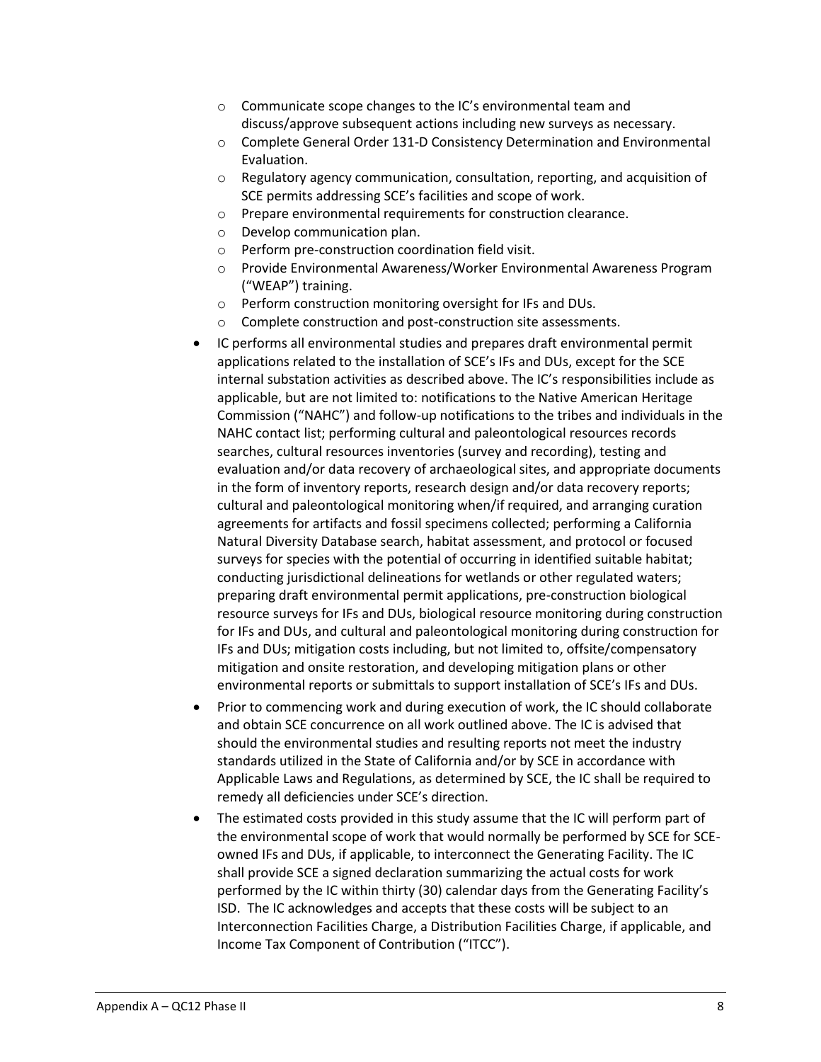- Communicate scope changes to the IC's environmental team and discuss/approve subsequent actions including new surveys as necessary.
  - Complete General Order 131-D Consistency Determination and Environmental Evaluation.
  - Regulatory agency communication, consultation, reporting, and acquisition of SCE permits addressing SCE's facilities and scope of work.
  - Prepare environmental requirements for construction clearance.
  - Develop communication plan.
  - Perform pre-construction coordination field visit.
  - Provide Environmental Awareness/Worker Environmental Awareness Program ("WEAP") training.
  - Perform construction monitoring oversight for IFs and DUs.
  - Complete construction and post-construction site assessments.
- IC performs all environmental studies and prepares draft environmental permit applications related to the installation of SCE's IFs and DUs, except for the SCE internal substation activities as described above. The IC's responsibilities include as applicable, but are not limited to: notifications to the Native American Heritage Commission ("NAHC") and follow-up notifications to the tribes and individuals in the NAHC contact list; performing cultural and paleontological resources records searches, cultural resources inventories (survey and recording), testing and evaluation and/or data recovery of archaeological sites, and appropriate documents in the form of inventory reports, research design and/or data recovery reports; cultural and paleontological monitoring when/if required, and arranging curation agreements for artifacts and fossil specimens collected; performing a California Natural Diversity Database search, habitat assessment, and protocol or focused surveys for species with the potential of occurring in identified suitable habitat; conducting jurisdictional delineations for wetlands or other regulated waters; preparing draft environmental permit applications, pre-construction biological resource surveys for IFs and DUs, biological resource monitoring during construction for IFs and DUs, and cultural and paleontological monitoring during construction for IFs and DUs; mitigation costs including, but not limited to, offsite/compensatory mitigation and onsite restoration, and developing mitigation plans or other environmental reports or submittals to support installation of SCE's IFs and DUs.
- Prior to commencing work and during execution of work, the IC should collaborate and obtain SCE concurrence on all work outlined above. The IC is advised that should the environmental studies and resulting reports not meet the industry standards utilized in the State of California and/or by SCE in accordance with Applicable Laws and Regulations, as determined by SCE, the IC shall be required to remedy all deficiencies under SCE's direction.
- The estimated costs provided in this study assume that the IC will perform part of the environmental scope of work that would normally be performed by SCE for SCE-owned IFs and DUs, if applicable, to interconnect the Generating Facility. The IC shall provide SCE a signed declaration summarizing the actual costs for work performed by the IC within thirty (30) calendar days from the Generating Facility's ISD. The IC acknowledges and accepts that these costs will be subject to an Interconnection Facilities Charge, a Distribution Facilities Charge, if applicable, and Income Tax Component of Contribution ("ITCC").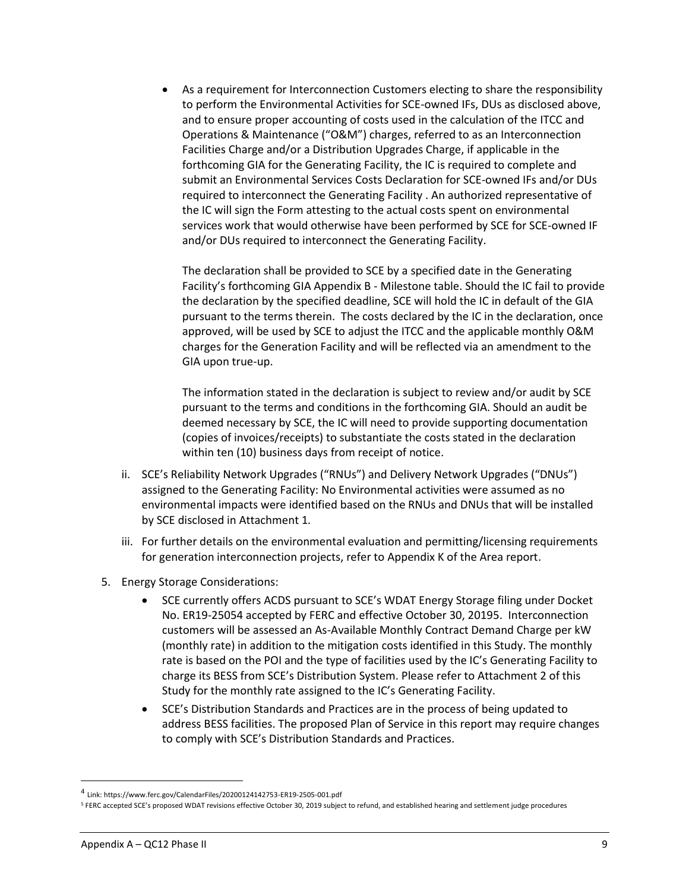- As a requirement for Interconnection Customers electing to share the responsibility to perform the Environmental Activities for SCE-owned IFs, DUs as disclosed above, and to ensure proper accounting of costs used in the calculation of the ITCC and Operations & Maintenance ("O&M") charges, referred to as an Interconnection Facilities Charge and/or a Distribution Upgrades Charge, if applicable in the forthcoming GIA for the Generating Facility, the IC is required to complete and submit an Environmental Services Costs Declaration for SCE-owned IFs and/or DUs required to interconnect the Generating Facility . An authorized representative of the IC will sign the Form attesting to the actual costs spent on environmental services work that would otherwise have been performed by SCE for SCE-owned IF and/or DUs required to interconnect the Generating Facility.

  The declaration shall be provided to SCE by a specified date in the Generating Facility's forthcoming GIA Appendix B - Milestone table. Should the IC fail to provide the declaration by the specified deadline, SCE will hold the IC in default of the GIA pursuant to the terms therein. The costs declared by the IC in the declaration, once approved, will be used by SCE to adjust the ITCC and the applicable monthly O&M charges for the Generation Facility and will be reflected via an amendment to the GIA upon true-up.

  The information stated in the declaration is subject to review and/or audit by SCE pursuant to the terms and conditions in the forthcoming GIA. Should an audit be deemed necessary by SCE, the IC will need to provide supporting documentation (copies of invoices/receipts) to substantiate the costs stated in the declaration within ten (10) business days from receipt of notice.

ii. SCE's Reliability Network Upgrades ("RNUs") and Delivery Network Upgrades ("DNUs") assigned to the Generating Facility: No Environmental activities were assumed as no environmental impacts were identified based on the RNUs and DNUs that will be installed by SCE disclosed in Attachment 1.

iii. For further details on the environmental evaluation and permitting/licensing requirements for generation interconnection projects, refer to Appendix K of the Area report.

5. Energy Storage Considerations:
   - SCE currently offers ACDS pursuant to SCE's WDAT Energy Storage filing under Docket No. ER19-2505[4] accepted by FERC and effective October 30, 2019[5]. Interconnection customers will be assessed an As-Available Monthly Contract Demand Charge per kW (monthly rate) in addition to the mitigation costs identified in this Study. The monthly rate is based on the POI and the type of facilities used by the IC's Generating Facility to charge its BESS from SCE's Distribution System. Please refer to Attachment 2 of this Study for the monthly rate assigned to the IC's Generating Facility.
   - SCE's Distribution Standards and Practices are in the process of being updated to address BESS facilities. The proposed Plan of Service in this report may require changes to comply with SCE's Distribution Standards and Practices.

[4] Link: https://www.ferc.gov/CalendarFiles/20200124142753-ER19-2505-001.pdf

[5] FERC accepted SCE's proposed WDAT revisions effective October 30, 2019 subject to refund, and established hearing and settlement judge procedures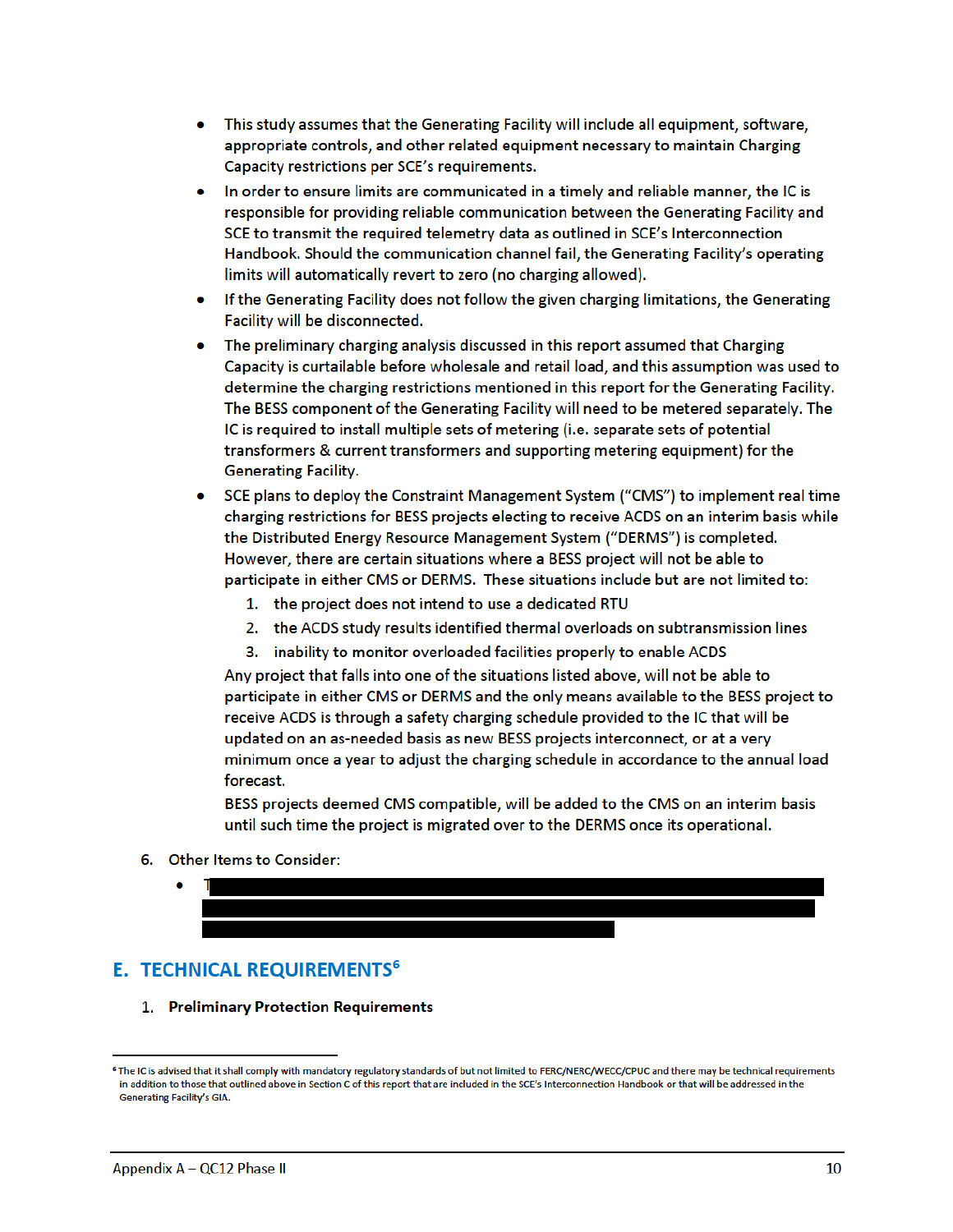- This study assumes that the Generating Facility will include all equipment, software, appropriate controls, and other related equipment necessary to maintain Charging Capacity restrictions per SCE's requirements.
- In order to ensure limits are communicated in a timely and reliable manner, the IC is responsible for providing reliable communication between the Generating Facility and SCE to transmit the required telemetry data as outlined in SCE's Interconnection Handbook. Should the communication channel fail, the Generating Facility's operating limits will automatically revert to zero (no charging allowed).
- If the Generating Facility does not follow the given charging limitations, the Generating Facility will be disconnected.
- The preliminary charging analysis discussed in this report assumed that Charging Capacity is curtailable before wholesale and retail load, and this assumption was used to determine the charging restrictions mentioned in this report for the Generating Facility. The BESS component of the Generating Facility will need to be metered separately. The IC is required to install multiple sets of metering (i.e. separate sets of potential transformers & current transformers and supporting metering equipment) for the Generating Facility.
- SCE plans to deploy the Constraint Management System ("CMS") to implement real time charging restrictions for BESS projects electing to receive ACDS on an interim basis while the Distributed Energy Resource Management System ("DERMS") is completed. However, there are certain situations where a BESS project will not be able to participate in either CMS or DERMS. These situations include but are not limited to:
  1. the project does not intend to use a dedicated RTU
  2. the ACDS study results identified thermal overloads on subtransmission lines
  3. inability to monitor overloaded facilities properly to enable ACDS

  Any project that falls into one of the situations listed above, will not be able to participate in either CMS or DERMS and the only means available to the BESS project to receive ACDS is through a safety charging schedule provided to the IC that will be updated on an as-needed basis as new BESS projects interconnect, or at a very minimum once a year to adjust the charging schedule in accordance to the annual load forecast.

  BESS projects deemed CMS compatible, will be added to the CMS on an interim basis until such time the project is migrated over to the DERMS once its operational.

6. Other Items to Consider:
   - T[REDACTED]

## E. TECHNICAL REQUIREMENTS[6]

1. **Preliminary Protection Requirements**

---

[6] The IC is advised that it shall comply with mandatory regulatory standards of but not limited to FERC/NERC/WECC/CPUC and there may be technical requirements in addition to those that outlined above in Section C of this report that are included in the SCE's Interconnection Handbook or that will be addressed in the Generating Facility's GIA.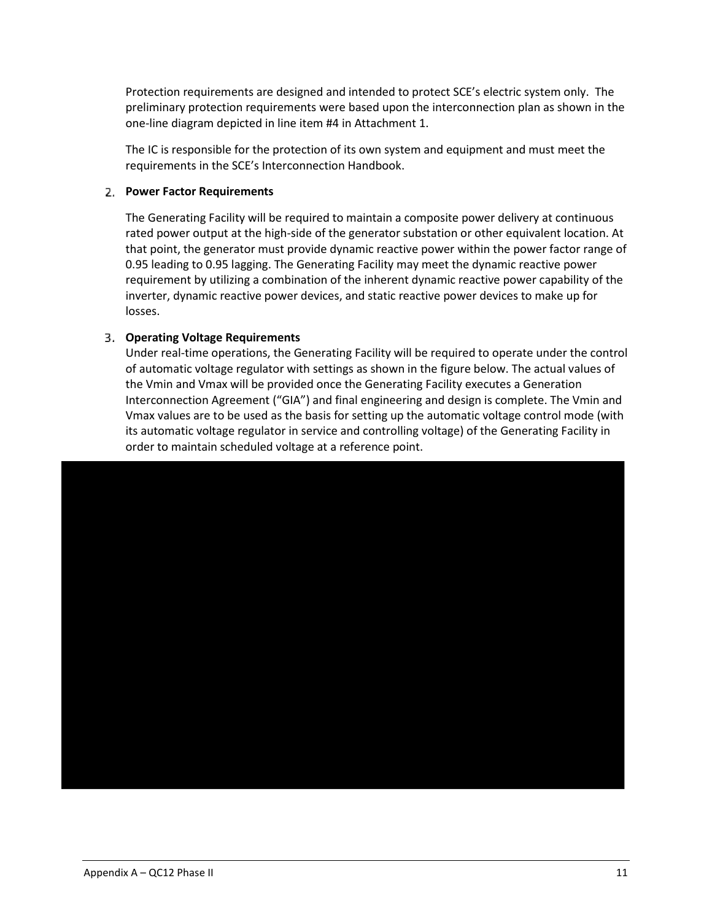Protection requirements are designed and intended to protect SCE's electric system only. The preliminary protection requirements were based upon the interconnection plan as shown in the one-line diagram depicted in line item #4 in Attachment 1.

The IC is responsible for the protection of its own system and equipment and must meet the requirements in the SCE's Interconnection Handbook.

2. **Power Factor Requirements**

The Generating Facility will be required to maintain a composite power delivery at continuous rated power output at the high-side of the generator substation or other equivalent location. At that point, the generator must provide dynamic reactive power within the power factor range of 0.95 leading to 0.95 lagging. The Generating Facility may meet the dynamic reactive power requirement by utilizing a combination of the inherent dynamic reactive power capability of the inverter, dynamic reactive power devices, and static reactive power devices to make up for losses.

3. **Operating Voltage Requirements**

Under real-time operations, the Generating Facility will be required to operate under the control of automatic voltage regulator with settings as shown in the figure below. The actual values of the Vmin and Vmax will be provided once the Generating Facility executes a Generation Interconnection Agreement ("GIA") and final engineering and design is complete. The Vmin and Vmax values are to be used as the basis for setting up the automatic voltage control mode (with its automatic voltage regulator in service and controlling voltage) of the Generating Facility in order to maintain scheduled voltage at a reference point.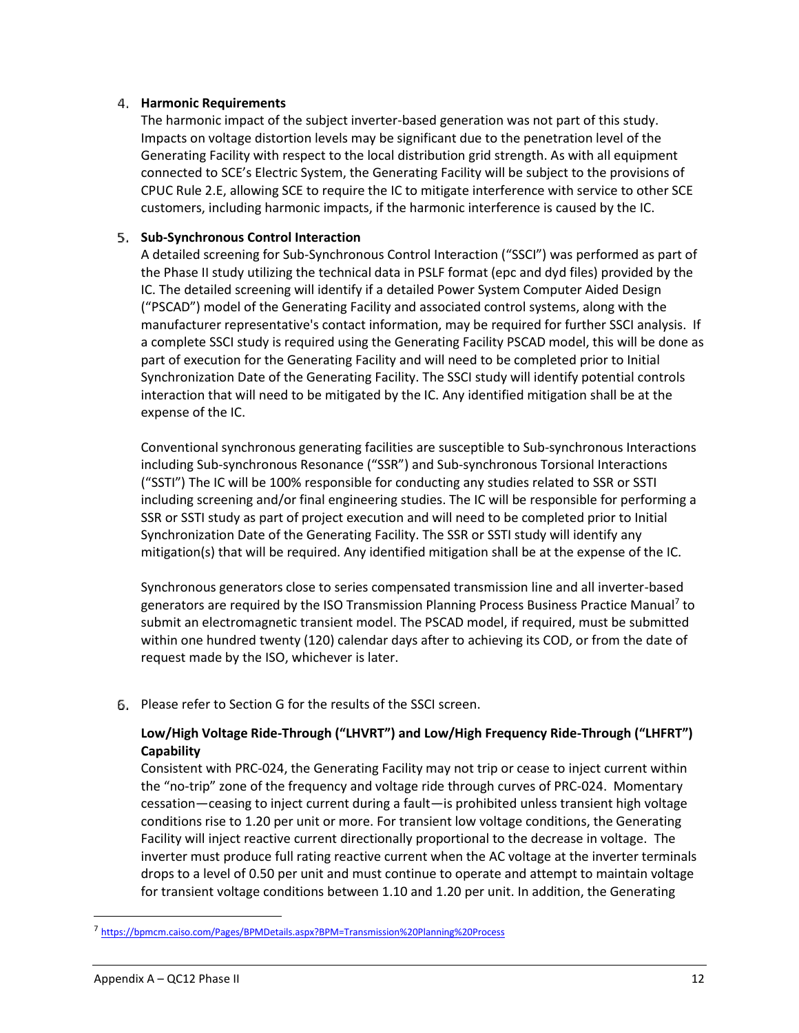4. **Harmonic Requirements**

   The harmonic impact of the subject inverter-based generation was not part of this study. Impacts on voltage distortion levels may be significant due to the penetration level of the Generating Facility with respect to the local distribution grid strength. As with all equipment connected to SCE's Electric System, the Generating Facility will be subject to the provisions of CPUC Rule 2.E, allowing SCE to require the IC to mitigate interference with service to other SCE customers, including harmonic impacts, if the harmonic interference is caused by the IC.

5. **Sub-Synchronous Control Interaction**

   A detailed screening for Sub-Synchronous Control Interaction ("SSCI") was performed as part of the Phase II study utilizing the technical data in PSLF format (epc and dyd files) provided by the IC. The detailed screening will identify if a detailed Power System Computer Aided Design ("PSCAD") model of the Generating Facility and associated control systems, along with the manufacturer representative's contact information, may be required for further SSCI analysis. If a complete SSCI study is required using the Generating Facility PSCAD model, this will be done as part of execution for the Generating Facility and will need to be completed prior to Initial Synchronization Date of the Generating Facility. The SSCI study will identify potential controls interaction that will need to be mitigated by the IC. Any identified mitigation shall be at the expense of the IC.

   Conventional synchronous generating facilities are susceptible to Sub-synchronous Interactions including Sub-synchronous Resonance ("SSR") and Sub-synchronous Torsional Interactions ("SSTI") The IC will be 100% responsible for conducting any studies related to SSR or SSTI including screening and/or final engineering studies. The IC will be responsible for performing a SSR or SSTI study as part of project execution and will need to be completed prior to Initial Synchronization Date of the Generating Facility. The SSR or SSTI study will identify any mitigation(s) that will be required. Any identified mitigation shall be at the expense of the IC.

   Synchronous generators close to series compensated transmission line and all inverter-based generators are required by the ISO Transmission Planning Process Business Practice Manual[7] to submit an electromagnetic transient model. The PSCAD model, if required, must be submitted within one hundred twenty (120) calendar days after to achieving its COD, or from the date of request made by the ISO, whichever is later.

6. Please refer to Section G for the results of the SSCI screen.

   **Low/High Voltage Ride-Through ("LHVRT") and Low/High Frequency Ride-Through ("LHFRT") Capability**

   Consistent with PRC-024, the Generating Facility may not trip or cease to inject current within the "no-trip" zone of the frequency and voltage ride through curves of PRC-024. Momentary cessation—ceasing to inject current during a fault—is prohibited unless transient high voltage conditions rise to 1.20 per unit or more. For transient low voltage conditions, the Generating Facility will inject reactive current directionally proportional to the decrease in voltage. The inverter must produce full rating reactive current when the AC voltage at the inverter terminals drops to a level of 0.50 per unit and must continue to operate and attempt to maintain voltage for transient voltage conditions between 1.10 and 1.20 per unit. In addition, the Generating

[7] https://bpmcm.caiso.com/Pages/BPMDetails.aspx?BPM=Transmission%20Planning%20Process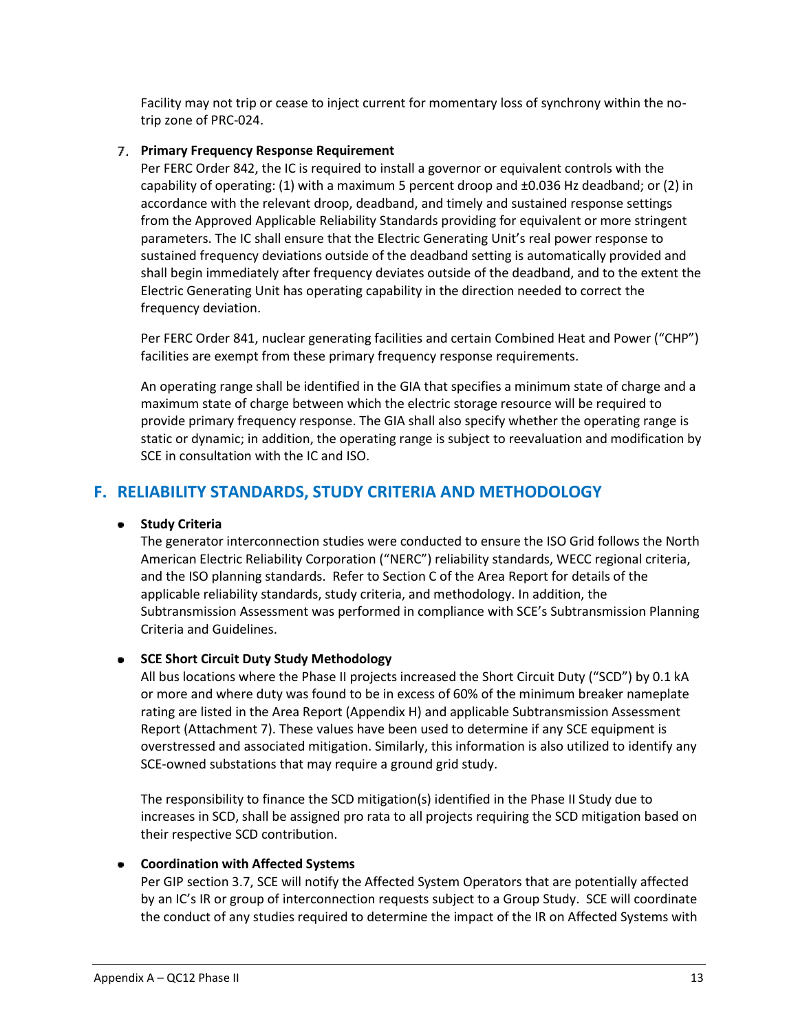Facility may not trip or cease to inject current for momentary loss of synchrony within the no-trip zone of PRC-024.

7. **Primary Frequency Response Requirement**

Per FERC Order 842, the IC is required to install a governor or equivalent controls with the capability of operating: (1) with a maximum 5 percent droop and ±0.036 Hz deadband; or (2) in accordance with the relevant droop, deadband, and timely and sustained response settings from the Approved Applicable Reliability Standards providing for equivalent or more stringent parameters. The IC shall ensure that the Electric Generating Unit's real power response to sustained frequency deviations outside of the deadband setting is automatically provided and shall begin immediately after frequency deviates outside of the deadband, and to the extent the Electric Generating Unit has operating capability in the direction needed to correct the frequency deviation.

Per FERC Order 841, nuclear generating facilities and certain Combined Heat and Power ("CHP") facilities are exempt from these primary frequency response requirements.

An operating range shall be identified in the GIA that specifies a minimum state of charge and a maximum state of charge between which the electric storage resource will be required to provide primary frequency response. The GIA shall also specify whether the operating range is static or dynamic; in addition, the operating range is subject to reevaluation and modification by SCE in consultation with the IC and ISO.

## F. RELIABILITY STANDARDS, STUDY CRITERIA AND METHODOLOGY

- **Study Criteria**

  The generator interconnection studies were conducted to ensure the ISO Grid follows the North American Electric Reliability Corporation ("NERC") reliability standards, WECC regional criteria, and the ISO planning standards. Refer to Section C of the Area Report for details of the applicable reliability standards, study criteria, and methodology. In addition, the Subtransmission Assessment was performed in compliance with SCE's Subtransmission Planning Criteria and Guidelines.

- **SCE Short Circuit Duty Study Methodology**

  All bus locations where the Phase II projects increased the Short Circuit Duty ("SCD") by 0.1 kA or more and where duty was found to be in excess of 60% of the minimum breaker nameplate rating are listed in the Area Report (Appendix H) and applicable Subtransmission Assessment Report (Attachment 7). These values have been used to determine if any SCE equipment is overstressed and associated mitigation. Similarly, this information is also utilized to identify any SCE-owned substations that may require a ground grid study.

  The responsibility to finance the SCD mitigation(s) identified in the Phase II Study due to increases in SCD, shall be assigned pro rata to all projects requiring the SCD mitigation based on their respective SCD contribution.

- **Coordination with Affected Systems**

  Per GIP section 3.7, SCE will notify the Affected System Operators that are potentially affected by an IC's IR or group of interconnection requests subject to a Group Study. SCE will coordinate the conduct of any studies required to determine the impact of the IR on Affected Systems with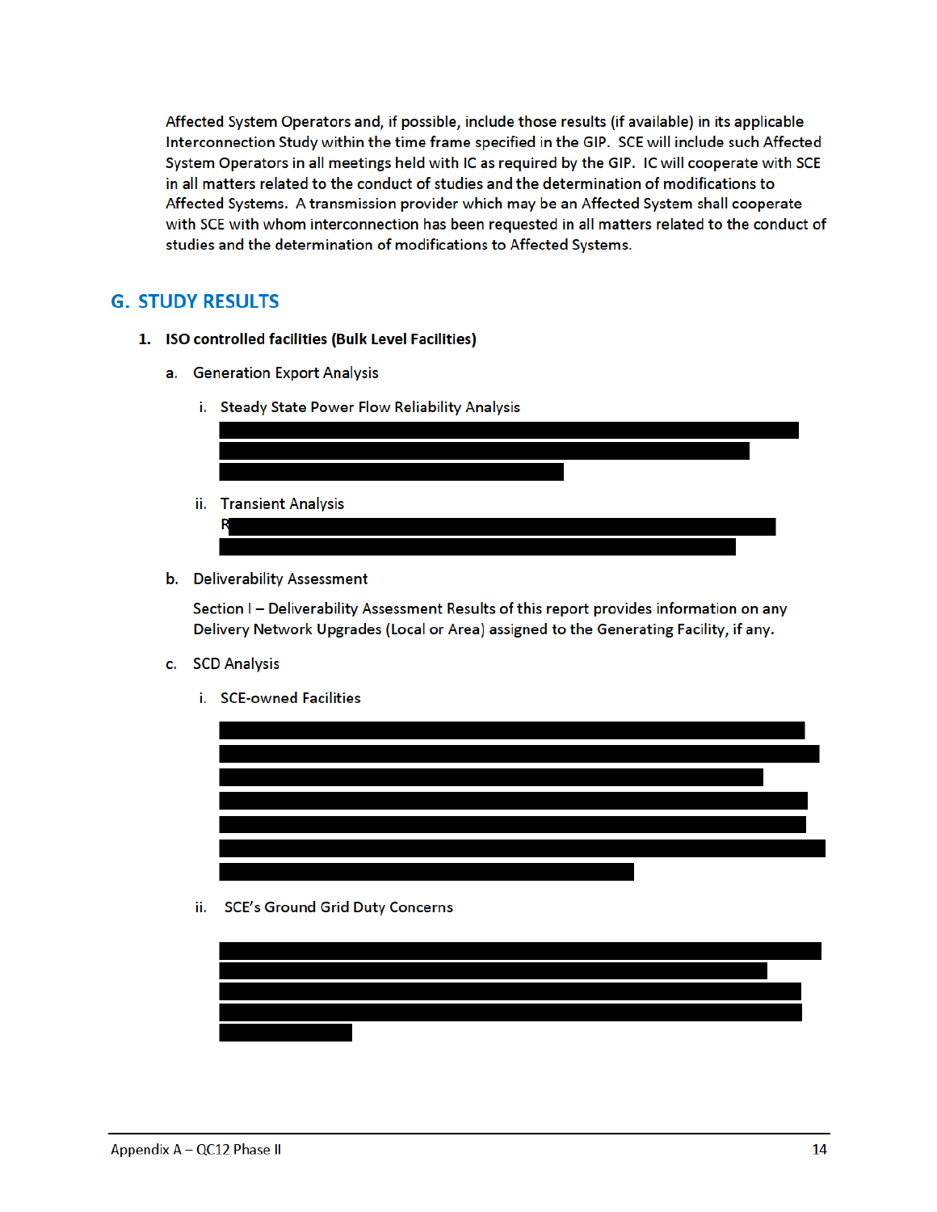Affected System Operators and, if possible, include those results (if available) in its applicable Interconnection Study within the time frame specified in the GIP. SCE will include such Affected System Operators in all meetings held with IC as required by the GIP. IC will cooperate with SCE in all matters related to the conduct of studies and the determination of modifications to Affected Systems. A transmission provider which may be an Affected System shall cooperate with SCE with whom interconnection has been requested in all matters related to the conduct of studies and the determination of modifications to Affected Systems.

## G. STUDY RESULTS

1. **ISO controlled facilities (Bulk Level Facilities)**

   a. Generation Export Analysis

      i. Steady State Power Flow Reliability Analysis

      ii. Transient Analysis

         R

   b. Deliverability Assessment

      Section I – Deliverability Assessment Results of this report provides information on any Delivery Network Upgrades (Local or Area) assigned to the Generating Facility, if any.

   c. SCD Analysis

      i. SCE-owned Facilities

      ii. SCE's Ground Grid Duty Concerns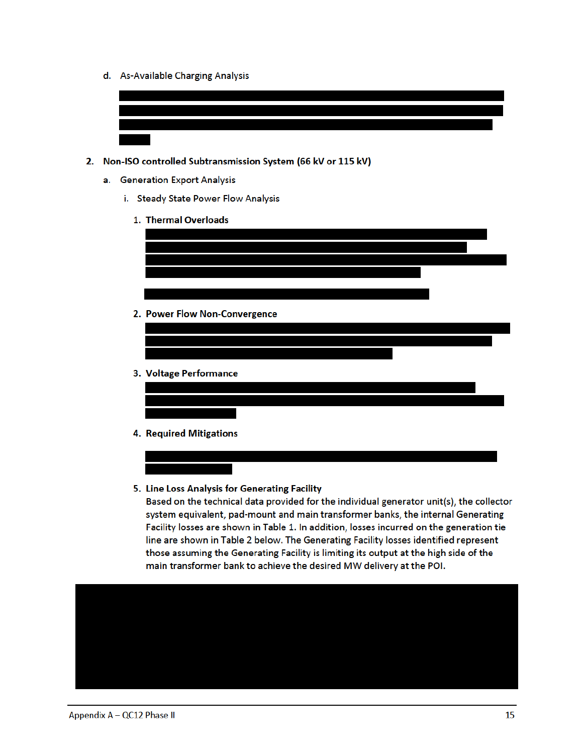d. As-Available Charging Analysis

2. **Non-ISO controlled Subtransmission System (66 kV or 115 kV)**

   a. Generation Export Analysis

      i. Steady State Power Flow Analysis

         1. **Thermal Overloads**

         2. **Power Flow Non-Convergence**

         3. **Voltage Performance**

         4. **Required Mitigations**

         5. **Line Loss Analysis for Generating Facility**

            Based on the technical data provided for the individual generator unit(s), the collector system equivalent, pad-mount and main transformer banks, the internal Generating Facility losses are shown in Table 1. In addition, losses incurred on the generation tie line are shown in Table 2 below. The Generating Facility losses identified represent those assuming the Generating Facility is limiting its output at the high side of the main transformer bank to achieve the desired MW delivery at the POI.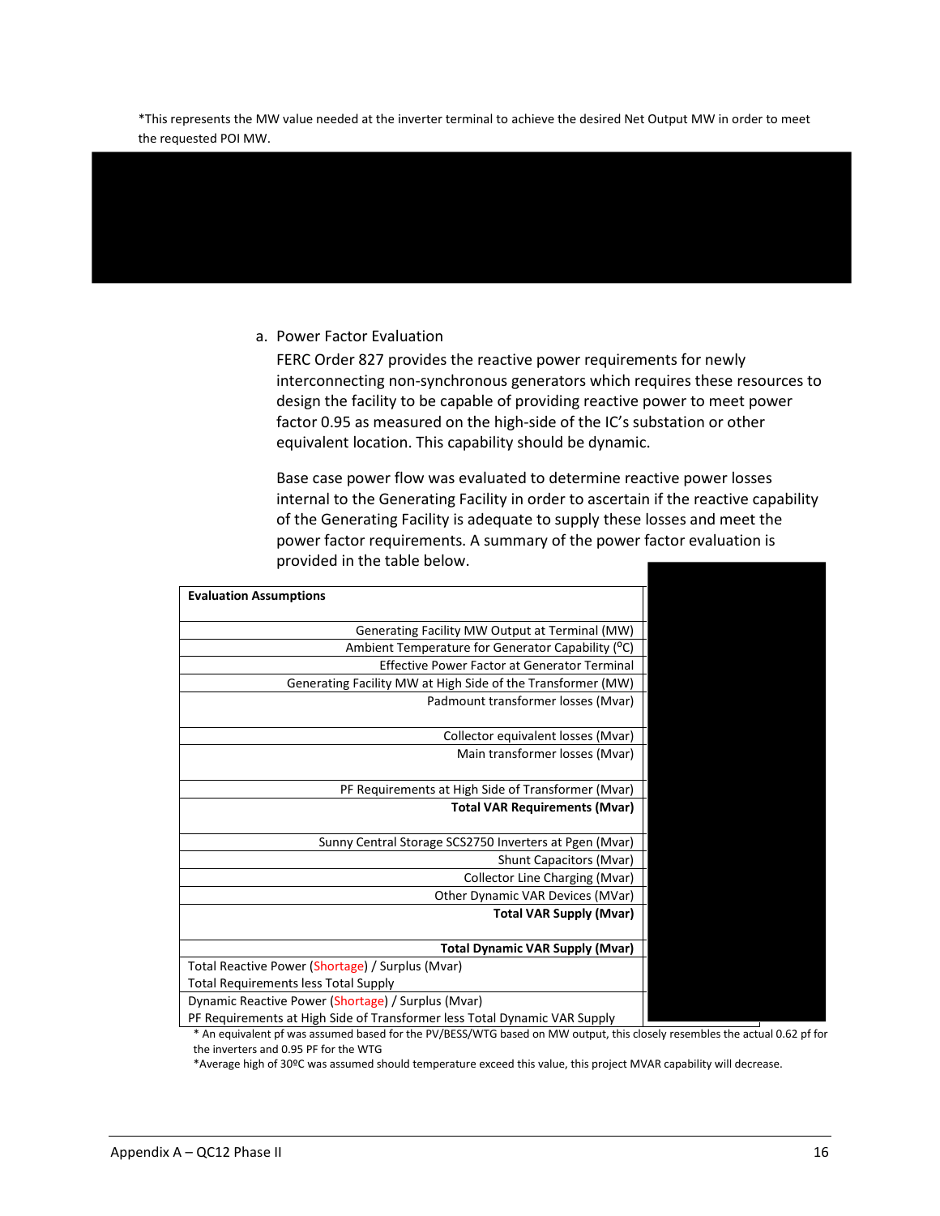*This represents the MW value needed at the inverter terminal to achieve the desired Net Output MW in order to meet the requested POI MW.

a. Power Factor Evaluation

FERC Order 827 provides the reactive power requirements for newly interconnecting non-synchronous generators which requires these resources to design the facility to be capable of providing reactive power to meet power factor 0.95 as measured on the high-side of the IC's substation or other equivalent location. This capability should be dynamic.

Base case power flow was evaluated to determine reactive power losses internal to the Generating Facility in order to ascertain if the reactive capability of the Generating Facility is adequate to supply these losses and meet the power factor requirements. A summary of the power factor evaluation is provided in the table below.

| **Evaluation Assumptions** | |
|---|---|
| Generating Facility MW Output at Terminal (MW) | |
| Ambient Temperature for Generator Capability ($^{o}$C) | |
| Effective Power Factor at Generator Terminal | |
| Generating Facility MW at High Side of the Transformer (MW) | |
| Padmount transformer losses (Mvar) | |
| Collector equivalent losses (Mvar) | |
| Main transformer losses (Mvar) | |
| PF Requirements at High Side of Transformer (Mvar) | |
| **Total VAR Requirements (Mvar)** | |
| Sunny Central Storage SCS2750 Inverters at Pgen (Mvar) | |
| Shunt Capacitors (Mvar) | |
| Collector Line Charging (Mvar) | |
| Other Dynamic VAR Devices (MVar) | |
| **Total VAR Supply (Mvar)** | |
| **Total Dynamic VAR Supply (Mvar)** | |
| Total Reactive Power (Shortage) / Surplus (Mvar)<br>Total Requirements less Total Supply | |
| Dynamic Reactive Power (Shortage) / Surplus (Mvar)<br>PF Requirements at High Side of Transformer less Total Dynamic VAR Supply | |

* An equivalent pf was assumed based for the PV/BESS/WTG based on MW output, this closely resembles the actual 0.62 pf for the inverters and 0.95 PF for the WTG

*Average high of 30ºC was assumed should temperature exceed this value, this project MVAR capability will decrease.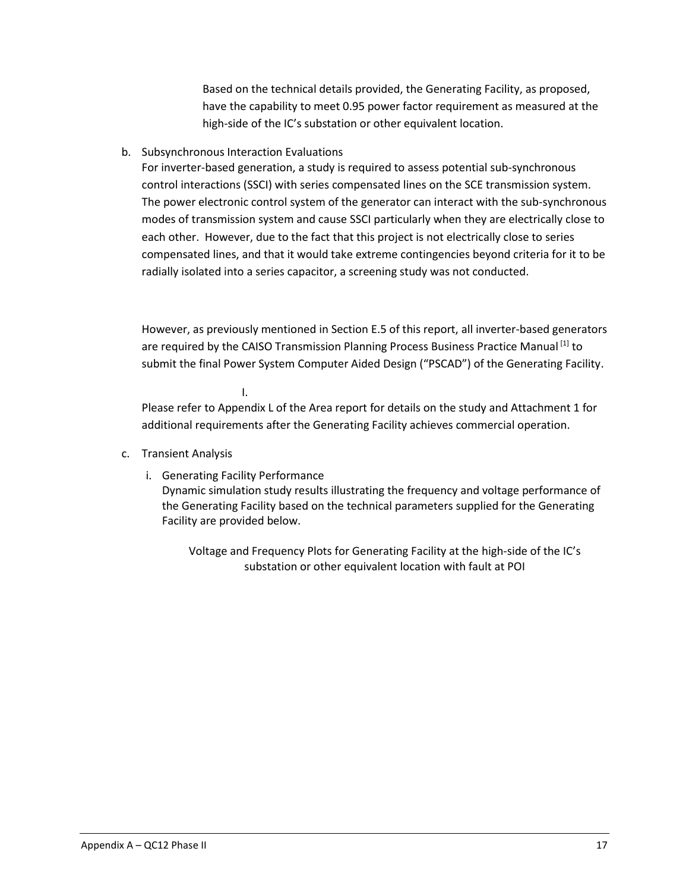Based on the technical details provided, the Generating Facility, as proposed, have the capability to meet 0.95 power factor requirement as measured at the high-side of the IC's substation or other equivalent location.

b. Subsynchronous Interaction Evaluations

For inverter-based generation, a study is required to assess potential sub-synchronous control interactions (SSCI) with series compensated lines on the SCE transmission system. The power electronic control system of the generator can interact with the sub-synchronous modes of transmission system and cause SSCI particularly when they are electrically close to each other. However, due to the fact that this project is not electrically close to series compensated lines, and that it would take extreme contingencies beyond criteria for it to be radially isolated into a series capacitor, a screening study was not conducted.

However, as previously mentioned in Section E.5 of this report, all inverter-based generators are required by the CAISO Transmission Planning Process Business Practice Manual [1] to submit the final Power System Computer Aided Design ("PSCAD") of the Generating Facility.

I.

Please refer to Appendix L of the Area report for details on the study and Attachment 1 for additional requirements after the Generating Facility achieves commercial operation.

c. Transient Analysis

   i. Generating Facility Performance

   Dynamic simulation study results illustrating the frequency and voltage performance of the Generating Facility based on the technical parameters supplied for the Generating Facility are provided below.

Voltage and Frequency Plots for Generating Facility at the high-side of the IC's substation or other equivalent location with fault at POI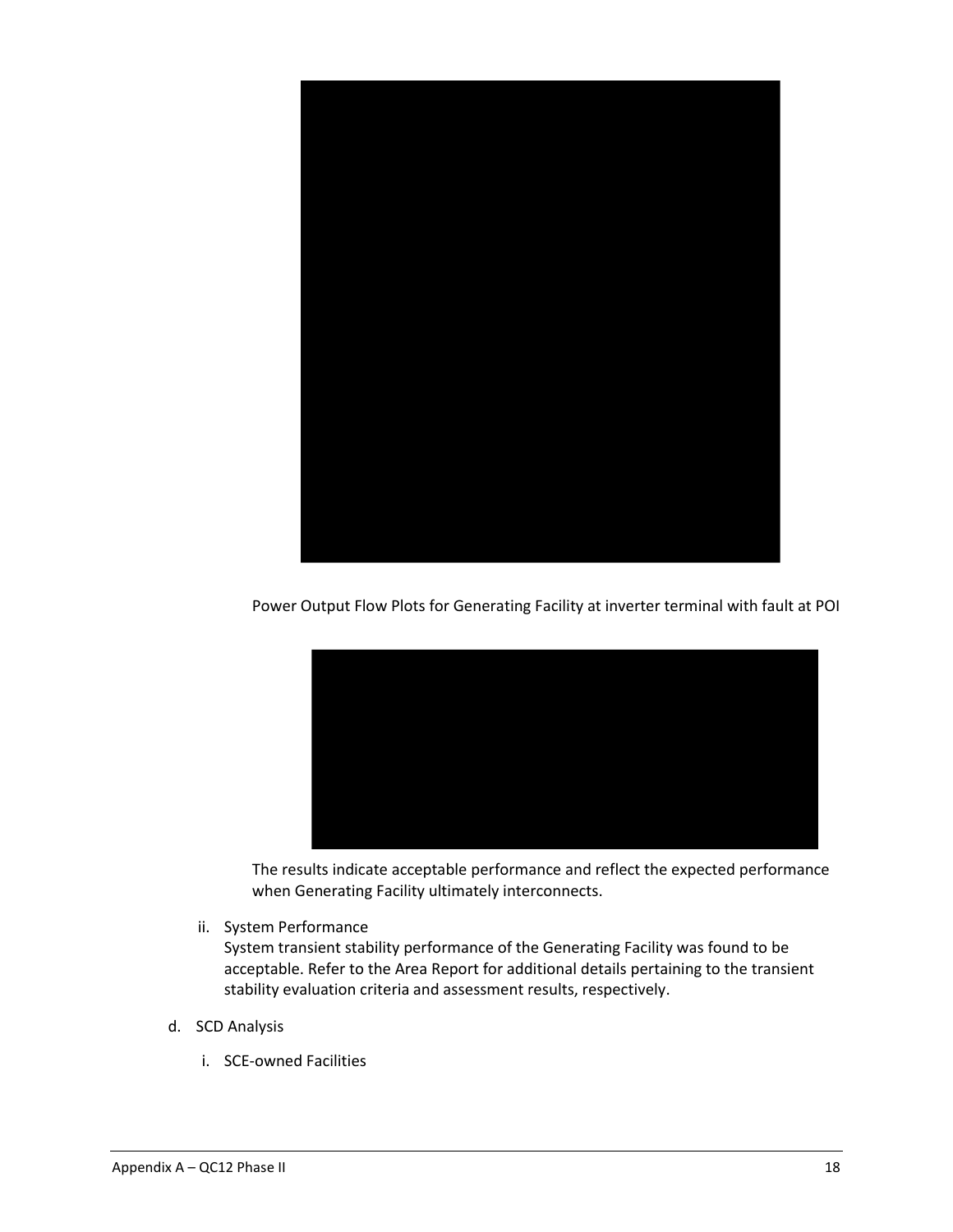Power Output Flow Plots for Generating Facility at inverter terminal with fault at POI

The results indicate acceptable performance and reflect the expected performance when Generating Facility ultimately interconnects.

ii. System Performance
System transient stability performance of the Generating Facility was found to be acceptable. Refer to the Area Report for additional details pertaining to the transient stability evaluation criteria and assessment results, respectively.

d. SCD Analysis

i. SCE-owned Facilities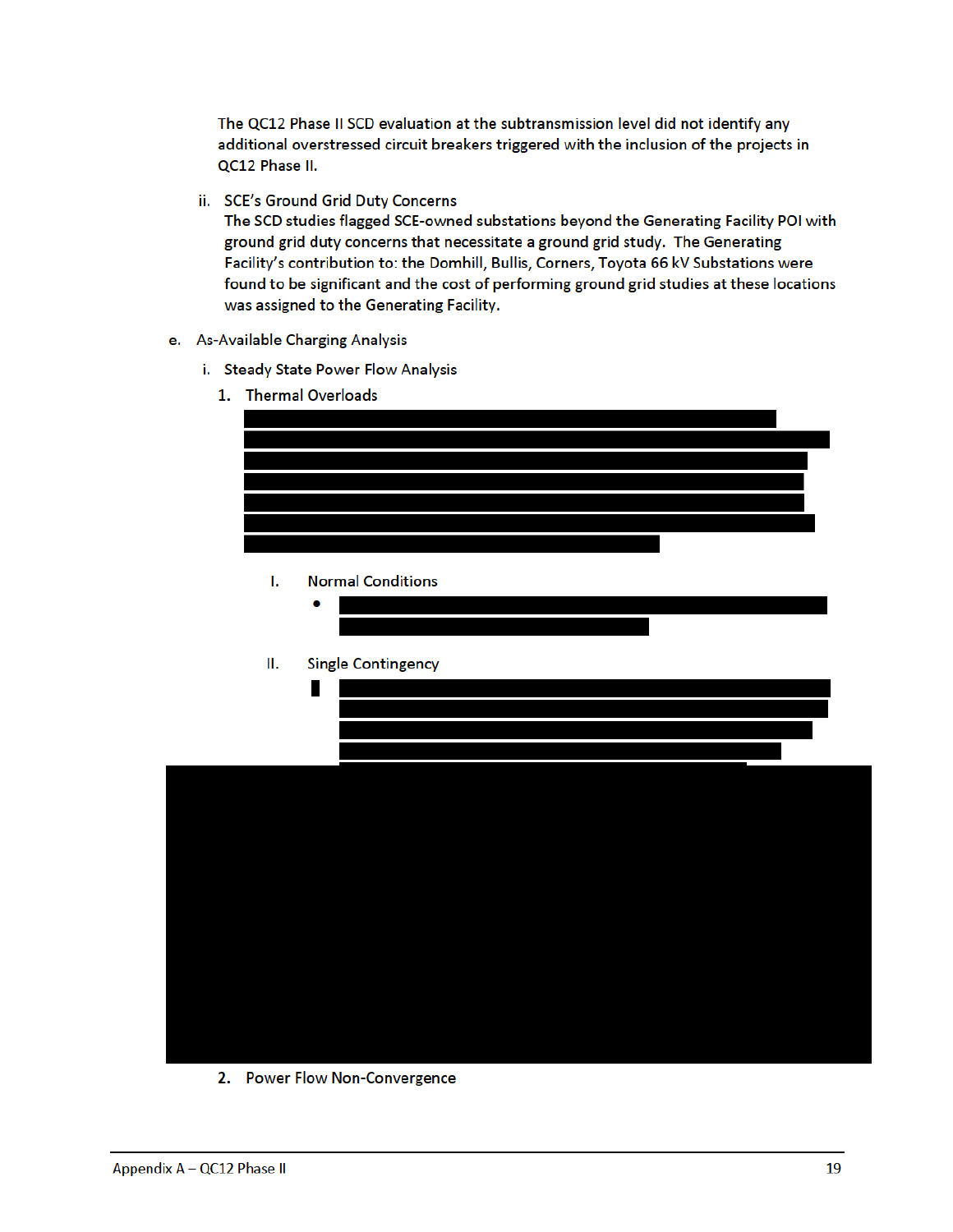The QC12 Phase II SCD evaluation at the subtransmission level did not identify any additional overstressed circuit breakers triggered with the inclusion of the projects in QC12 Phase II.

ii. SCE's Ground Grid Duty Concerns

The SCD studies flagged SCE-owned substations beyond the Generating Facility POI with ground grid duty concerns that necessitate a ground grid study. The Generating Facility's contribution to: the Domhill, Bullis, Corners, Toyota 66 kV Substations were found to be significant and the cost of performing ground grid studies at these locations was assigned to the Generating Facility.

e. As-Available Charging Analysis

i. Steady State Power Flow Analysis

1. Thermal Overloads

I. Normal Conditions

II. Single Contingency

2. Power Flow Non-Convergence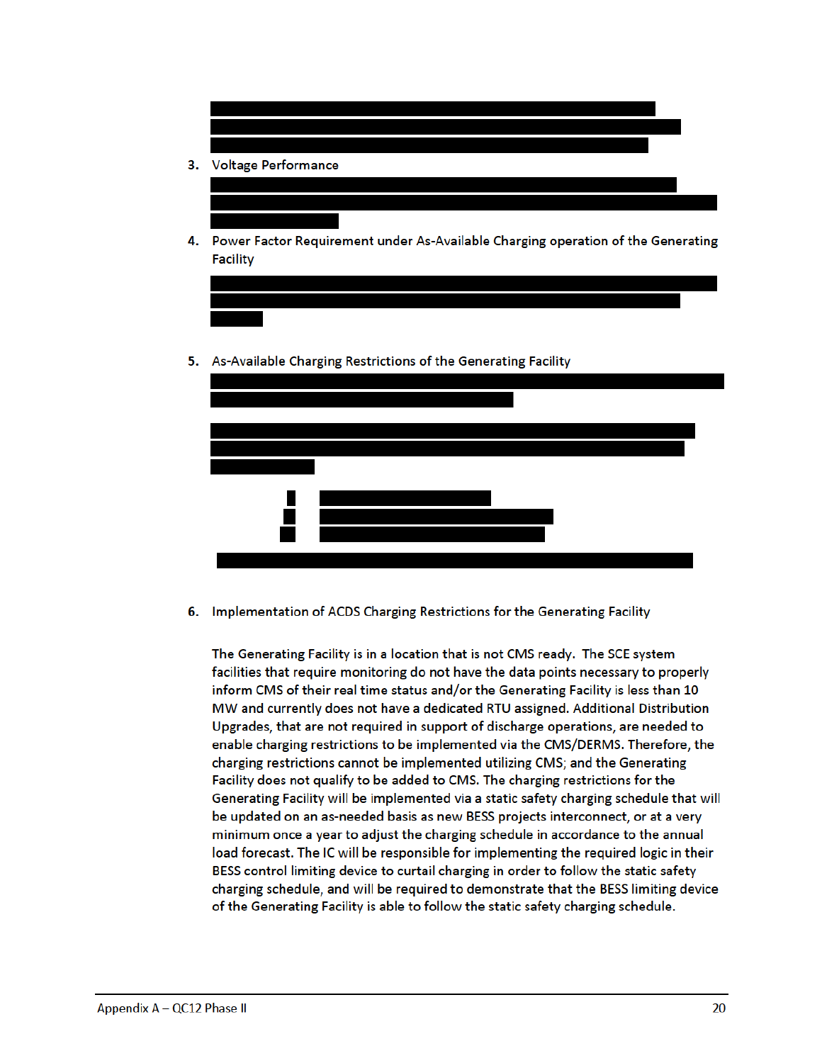3. Voltage Performance

4. Power Factor Requirement under As-Available Charging operation of the Generating Facility

5. As-Available Charging Restrictions of the Generating Facility

6. Implementation of ACDS Charging Restrictions for the Generating Facility

   The Generating Facility is in a location that is not CMS ready. The SCE system facilities that require monitoring do not have the data points necessary to properly inform CMS of their real time status and/or the Generating Facility is less than 10 MW and currently does not have a dedicated RTU assigned. Additional Distribution Upgrades, that are not required in support of discharge operations, are needed to enable charging restrictions to be implemented via the CMS/DERMS. Therefore, the charging restrictions cannot be implemented utilizing CMS; and the Generating Facility does not qualify to be added to CMS. The charging restrictions for the Generating Facility will be implemented via a static safety charging schedule that will be updated on an as-needed basis as new BESS projects interconnect, or at a very minimum once a year to adjust the charging schedule in accordance to the annual load forecast. The IC will be responsible for implementing the required logic in their BESS control limiting device to curtail charging in order to follow the static safety charging schedule, and will be required to demonstrate that the BESS limiting device of the Generating Facility is able to follow the static safety charging schedule.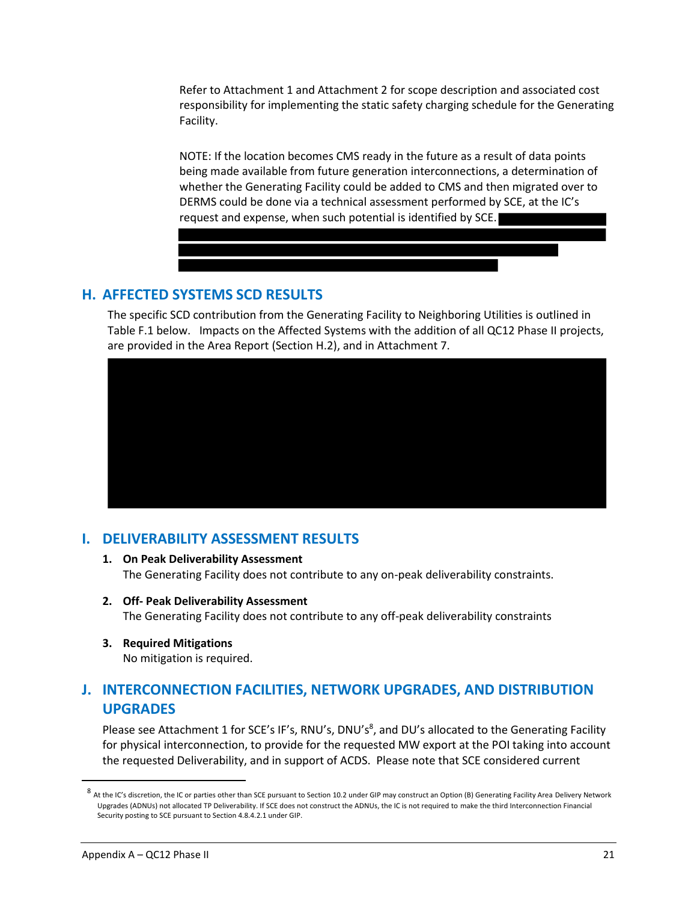Refer to Attachment 1 and Attachment 2 for scope description and associated cost responsibility for implementing the static safety charging schedule for the Generating Facility.

NOTE: If the location becomes CMS ready in the future as a result of data points being made available from future generation interconnections, a determination of whether the Generating Facility could be added to CMS and then migrated over to DERMS could be done via a technical assessment performed by SCE, at the IC's request and expense, when such potential is identified by SCE.

## H. AFFECTED SYSTEMS SCD RESULTS

The specific SCD contribution from the Generating Facility to Neighboring Utilities is outlined in Table F.1 below. Impacts on the Affected Systems with the addition of all QC12 Phase II projects, are provided in the Area Report (Section H.2), and in Attachment 7.

## I. DELIVERABILITY ASSESSMENT RESULTS

1. **On Peak Deliverability Assessment**
   The Generating Facility does not contribute to any on-peak deliverability constraints.

2. **Off- Peak Deliverability Assessment**
   The Generating Facility does not contribute to any off-peak deliverability constraints

3. **Required Mitigations**
   No mitigation is required.

## J. INTERCONNECTION FACILITIES, NETWORK UPGRADES, AND DISTRIBUTION UPGRADES

Please see Attachment 1 for SCE's IF's, RNU's, DNU's[8], and DU's allocated to the Generating Facility for physical interconnection, to provide for the requested MW export at the POI taking into account the requested Deliverability, and in support of ACDS. Please note that SCE considered current

[8] At the IC's discretion, the IC or parties other than SCE pursuant to Section 10.2 under GIP may construct an Option (B) Generating Facility Area Delivery Network Upgrades (ADNUs) not allocated TP Deliverability. If SCE does not construct the ADNUs, the IC is not required to make the third Interconnection Financial Security posting to SCE pursuant to Section 4.8.4.2.1 under GIP.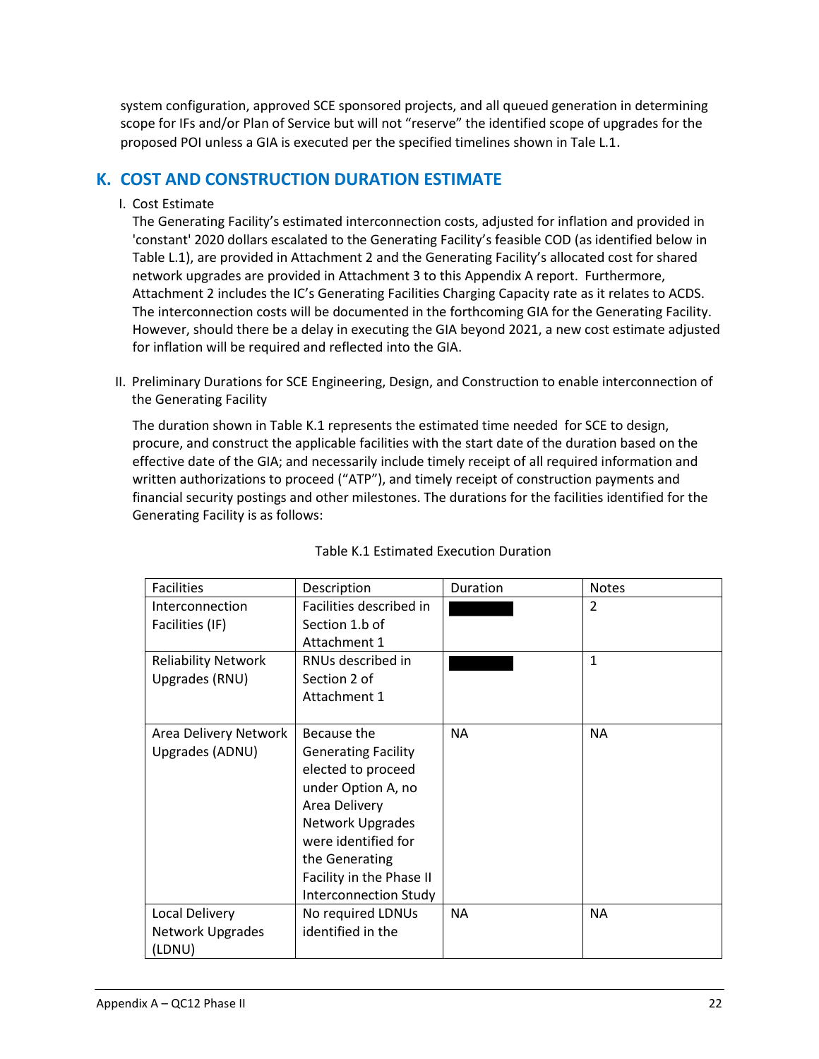system configuration, approved SCE sponsored projects, and all queued generation in determining scope for IFs and/or Plan of Service but will not "reserve" the identified scope of upgrades for the proposed POI unless a GIA is executed per the specified timelines shown in Tale L.1.

## K. COST AND CONSTRUCTION DURATION ESTIMATE

I. Cost Estimate

The Generating Facility's estimated interconnection costs, adjusted for inflation and provided in 'constant' 2020 dollars escalated to the Generating Facility's feasible COD (as identified below in Table L.1), are provided in Attachment 2 and the Generating Facility's allocated cost for shared network upgrades are provided in Attachment 3 to this Appendix A report. Furthermore, Attachment 2 includes the IC's Generating Facilities Charging Capacity rate as it relates to ACDS. The interconnection costs will be documented in the forthcoming GIA for the Generating Facility. However, should there be a delay in executing the GIA beyond 2021, a new cost estimate adjusted for inflation will be required and reflected into the GIA.

II. Preliminary Durations for SCE Engineering, Design, and Construction to enable interconnection of the Generating Facility

The duration shown in Table K.1 represents the estimated time needed for SCE to design, procure, and construct the applicable facilities with the start date of the duration based on the effective date of the GIA; and necessarily include timely receipt of all required information and written authorizations to proceed ("ATP"), and timely receipt of construction payments and financial security postings and other milestones. The durations for the facilities identified for the Generating Facility is as follows:

Table K.1 Estimated Execution Duration

| Facilities | Description | Duration | Notes |
|---|---|---|---|
| Interconnection Facilities (IF) | Facilities described in Section 1.b of Attachment 1 | [REDACTED] | 2 |
| Reliability Network Upgrades (RNU) | RNUs described in Section 2 of Attachment 1 | [REDACTED] | 1 |
| Area Delivery Network Upgrades (ADNU) | Because the Generating Facility elected to proceed under Option A, no Area Delivery Network Upgrades were identified for the Generating Facility in the Phase II Interconnection Study | NA | NA |
| Local Delivery Network Upgrades (LDNU) | No required LDNUs identified in the | NA | NA |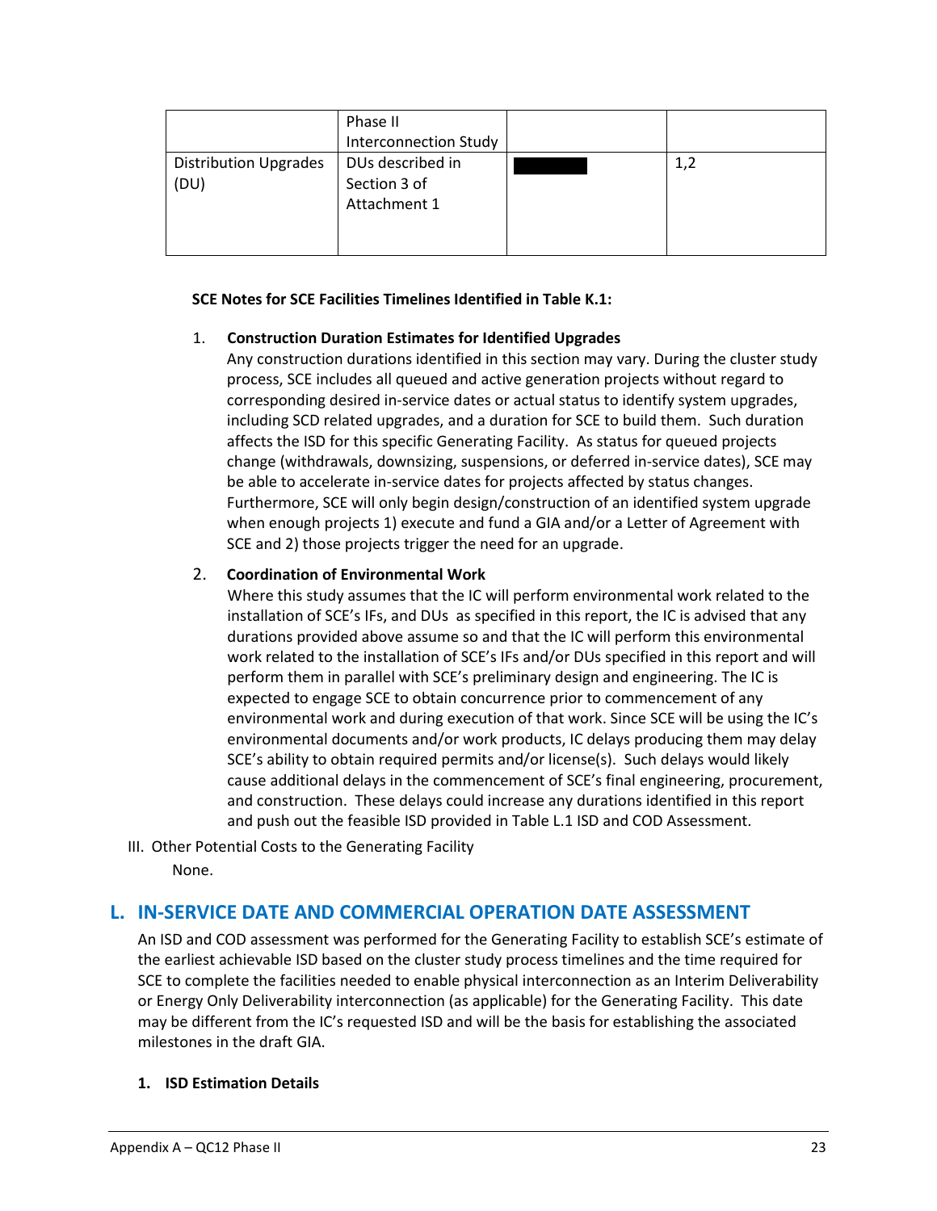| | Phase II Interconnection Study | | |
|---|---|---|---|
| Distribution Upgrades (DU) | DUs described in Section 3 of Attachment 1 | ██████ | 1,2 |

**SCE Notes for SCE Facilities Timelines Identified in Table K.1:**

1. **Construction Duration Estimates for Identified Upgrades**
   Any construction durations identified in this section may vary. During the cluster study process, SCE includes all queued and active generation projects without regard to corresponding desired in-service dates or actual status to identify system upgrades, including SCD related upgrades, and a duration for SCE to build them. Such duration affects the ISD for this specific Generating Facility. As status for queued projects change (withdrawals, downsizing, suspensions, or deferred in-service dates), SCE may be able to accelerate in-service dates for projects affected by status changes. Furthermore, SCE will only begin design/construction of an identified system upgrade when enough projects 1) execute and fund a GIA and/or a Letter of Agreement with SCE and 2) those projects trigger the need for an upgrade.

2. **Coordination of Environmental Work**
   Where this study assumes that the IC will perform environmental work related to the installation of SCE's IFs, and DUs as specified in this report, the IC is advised that any durations provided above assume so and that the IC will perform this environmental work related to the installation of SCE's IFs and/or DUs specified in this report and will perform them in parallel with SCE's preliminary design and engineering. The IC is expected to engage SCE to obtain concurrence prior to commencement of any environmental work and during execution of that work. Since SCE will be using the IC's environmental documents and/or work products, IC delays producing them may delay SCE's ability to obtain required permits and/or license(s). Such delays would likely cause additional delays in the commencement of SCE's final engineering, procurement, and construction. These delays could increase any durations identified in this report and push out the feasible ISD provided in Table L.1 ISD and COD Assessment.

III. Other Potential Costs to the Generating Facility

None.

## L. IN-SERVICE DATE AND COMMERCIAL OPERATION DATE ASSESSMENT

An ISD and COD assessment was performed for the Generating Facility to establish SCE's estimate of the earliest achievable ISD based on the cluster study process timelines and the time required for SCE to complete the facilities needed to enable physical interconnection as an Interim Deliverability or Energy Only Deliverability interconnection (as applicable) for the Generating Facility. This date may be different from the IC's requested ISD and will be the basis for establishing the associated milestones in the draft GIA.

### 1. ISD Estimation Details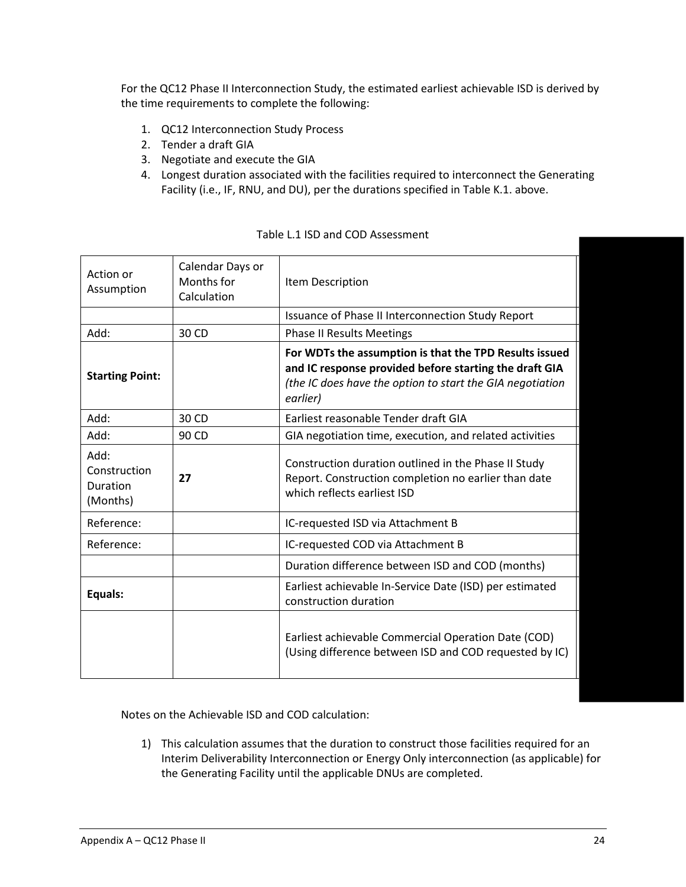For the QC12 Phase II Interconnection Study, the estimated earliest achievable ISD is derived by the time requirements to complete the following:

1. QC12 Interconnection Study Process
2. Tender a draft GIA
3. Negotiate and execute the GIA
4. Longest duration associated with the facilities required to interconnect the Generating Facility (i.e., IF, RNU, and DU), per the durations specified in Table K.1. above.

Table L.1 ISD and COD Assessment

| Action or Assumption | Calendar Days or Months for Calculation | Item Description |
|---|---|---|
| | | Issuance of Phase II Interconnection Study Report |
| Add: | 30 CD | Phase II Results Meetings |
| **Starting Point:** | | **For WDTs the assumption is that the TPD Results issued and IC response provided before starting the draft GIA** *(the IC does have the option to start the GIA negotiation earlier)* |
| Add: | 30 CD | Earliest reasonable Tender draft GIA |
| Add: | 90 CD | GIA negotiation time, execution, and related activities |
| Add: Construction Duration (Months) | **27** | Construction duration outlined in the Phase II Study Report. Construction completion no earlier than date which reflects earliest ISD |
| Reference: | | IC-requested ISD via Attachment B |
| Reference: | | IC-requested COD via Attachment B |
| | | Duration difference between ISD and COD (months) |
| **Equals:** | | Earliest achievable In-Service Date (ISD) per estimated construction duration |
| | | Earliest achievable Commercial Operation Date (COD) (Using difference between ISD and COD requested by IC) |

Notes on the Achievable ISD and COD calculation:

1) This calculation assumes that the duration to construct those facilities required for an Interim Deliverability Interconnection or Energy Only interconnection (as applicable) for the Generating Facility until the applicable DNUs are completed.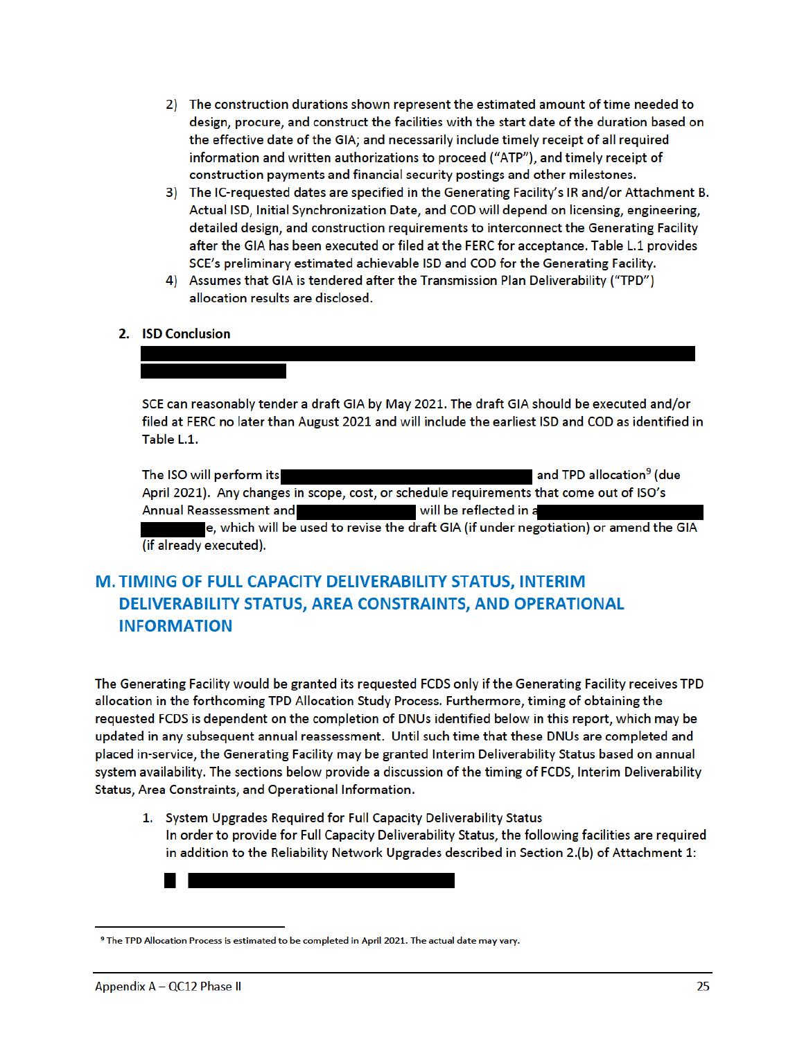2) The construction durations shown represent the estimated amount of time needed to design, procure, and construct the facilities with the start date of the duration based on the effective date of the GIA; and necessarily include timely receipt of all required information and written authorizations to proceed ("ATP"), and timely receipt of construction payments and financial security postings and other milestones.
3) The IC-requested dates are specified in the Generating Facility's IR and/or Attachment B. Actual ISD, Initial Synchronization Date, and COD will depend on licensing, engineering, detailed design, and construction requirements to interconnect the Generating Facility after the GIA has been executed or filed at the FERC for acceptance. Table L.1 provides SCE's preliminary estimated achievable ISD and COD for the Generating Facility.
4) Assumes that GIA is tendered after the Transmission Plan Deliverability ("TPD") allocation results are disclosed.

**2. ISD Conclusion**

SCE can reasonably tender a draft GIA by May 2021. The draft GIA should be executed and/or filed at FERC no later than August 2021 and will include the earliest ISD and COD as identified in Table L.1.

The ISO will perform its and TPD allocation[9] (due April 2021). Any changes in scope, cost, or schedule requirements that come out of ISO's Annual Reassessment and will be reflected in a e, which will be used to revise the draft GIA (if under negotiation) or amend the GIA (if already executed).

## M. TIMING OF FULL CAPACITY DELIVERABILITY STATUS, INTERIM DELIVERABILITY STATUS, AREA CONSTRAINTS, AND OPERATIONAL INFORMATION

The Generating Facility would be granted its requested FCDS only if the Generating Facility receives TPD allocation in the forthcoming TPD Allocation Study Process. Furthermore, timing of obtaining the requested FCDS is dependent on the completion of DNUs identified below in this report, which may be updated in any subsequent annual reassessment. Until such time that these DNUs are completed and placed in-service, the Generating Facility may be granted Interim Deliverability Status based on annual system availability. The sections below provide a discussion of the timing of FCDS, Interim Deliverability Status, Area Constraints, and Operational Information.

1. System Upgrades Required for Full Capacity Deliverability Status
   In order to provide for Full Capacity Deliverability Status, the following facilities are required in addition to the Reliability Network Upgrades described in Section 2.(b) of Attachment 1:

[9] The TPD Allocation Process is estimated to be completed in April 2021. The actual date may vary.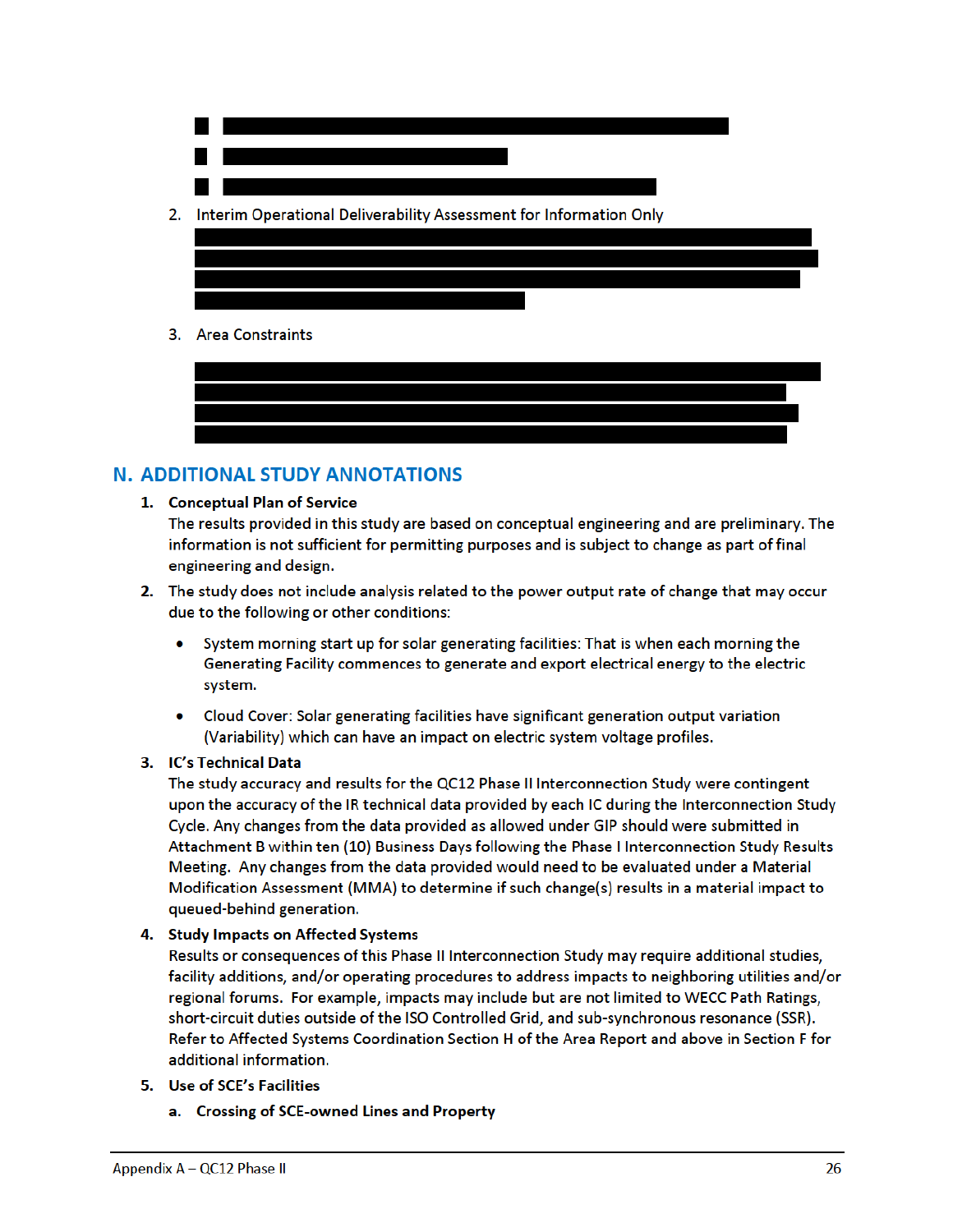2. Interim Operational Deliverability Assessment for Information Only

3. Area Constraints

## N. ADDITIONAL STUDY ANNOTATIONS

1. **Conceptual Plan of Service**
   The results provided in this study are based on conceptual engineering and are preliminary. The information is not sufficient for permitting purposes and is subject to change as part of final engineering and design.

2. The study does not include analysis related to the power output rate of change that may occur due to the following or other conditions:

   - System morning start up for solar generating facilities: That is when each morning the Generating Facility commences to generate and export electrical energy to the electric system.
   - Cloud Cover: Solar generating facilities have significant generation output variation (Variability) which can have an impact on electric system voltage profiles.

3. **IC's Technical Data**
   The study accuracy and results for the QC12 Phase II Interconnection Study were contingent upon the accuracy of the IR technical data provided by each IC during the Interconnection Study Cycle. Any changes from the data provided as allowed under GIP should were submitted in Attachment B within ten (10) Business Days following the Phase I Interconnection Study Results Meeting. Any changes from the data provided would need to be evaluated under a Material Modification Assessment (MMA) to determine if such change(s) results in a material impact to queued-behind generation.

4. **Study Impacts on Affected Systems**
   Results or consequences of this Phase II Interconnection Study may require additional studies, facility additions, and/or operating procedures to address impacts to neighboring utilities and/or regional forums. For example, impacts may include but are not limited to WECC Path Ratings, short-circuit duties outside of the ISO Controlled Grid, and sub-synchronous resonance (SSR). Refer to Affected Systems Coordination Section H of the Area Report and above in Section F for additional information.

5. **Use of SCE's Facilities**

   a. **Crossing of SCE-owned Lines and Property**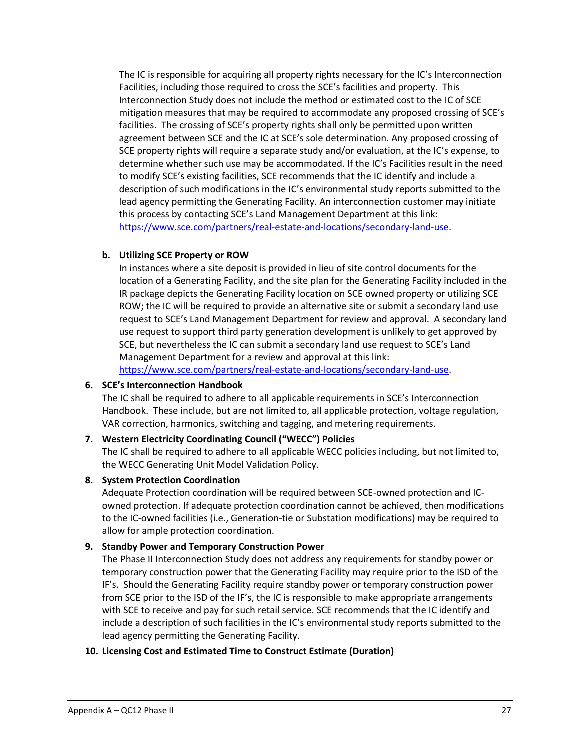The IC is responsible for acquiring all property rights necessary for the IC's Interconnection Facilities, including those required to cross the SCE's facilities and property. This Interconnection Study does not include the method or estimated cost to the IC of SCE mitigation measures that may be required to accommodate any proposed crossing of SCE's facilities. The crossing of SCE's property rights shall only be permitted upon written agreement between SCE and the IC at SCE's sole determination. Any proposed crossing of SCE property rights will require a separate study and/or evaluation, at the IC's expense, to determine whether such use may be accommodated. If the IC's Facilities result in the need to modify SCE's existing facilities, SCE recommends that the IC identify and include a description of such modifications in the IC's environmental study reports submitted to the lead agency permitting the Generating Facility. An interconnection customer may initiate this process by contacting SCE's Land Management Department at this link: https://www.sce.com/partners/real-estate-and-locations/secondary-land-use.

**b. Utilizing SCE Property or ROW**

In instances where a site deposit is provided in lieu of site control documents for the location of a Generating Facility, and the site plan for the Generating Facility included in the IR package depicts the Generating Facility location on SCE owned property or utilizing SCE ROW; the IC will be required to provide an alternative site or submit a secondary land use request to SCE's Land Management Department for review and approval. A secondary land use request to support third party generation development is unlikely to get approved by SCE, but nevertheless the IC can submit a secondary land use request to SCE's Land Management Department for a review and approval at this link: https://www.sce.com/partners/real-estate-and-locations/secondary-land-use.

**6. SCE's Interconnection Handbook**

The IC shall be required to adhere to all applicable requirements in SCE's Interconnection Handbook. These include, but are not limited to, all applicable protection, voltage regulation, VAR correction, harmonics, switching and tagging, and metering requirements.

**7. Western Electricity Coordinating Council ("WECC") Policies**

The IC shall be required to adhere to all applicable WECC policies including, but not limited to, the WECC Generating Unit Model Validation Policy.

**8. System Protection Coordination**

Adequate Protection coordination will be required between SCE-owned protection and IC-owned protection. If adequate protection coordination cannot be achieved, then modifications to the IC-owned facilities (i.e., Generation-tie or Substation modifications) may be required to allow for ample protection coordination.

**9. Standby Power and Temporary Construction Power**

The Phase II Interconnection Study does not address any requirements for standby power or temporary construction power that the Generating Facility may require prior to the ISD of the IF's. Should the Generating Facility require standby power or temporary construction power from SCE prior to the ISD of the IF's, the IC is responsible to make appropriate arrangements with SCE to receive and pay for such retail service. SCE recommends that the IC identify and include a description of such facilities in the IC's environmental study reports submitted to the lead agency permitting the Generating Facility.

**10. Licensing Cost and Estimated Time to Construct Estimate (Duration)**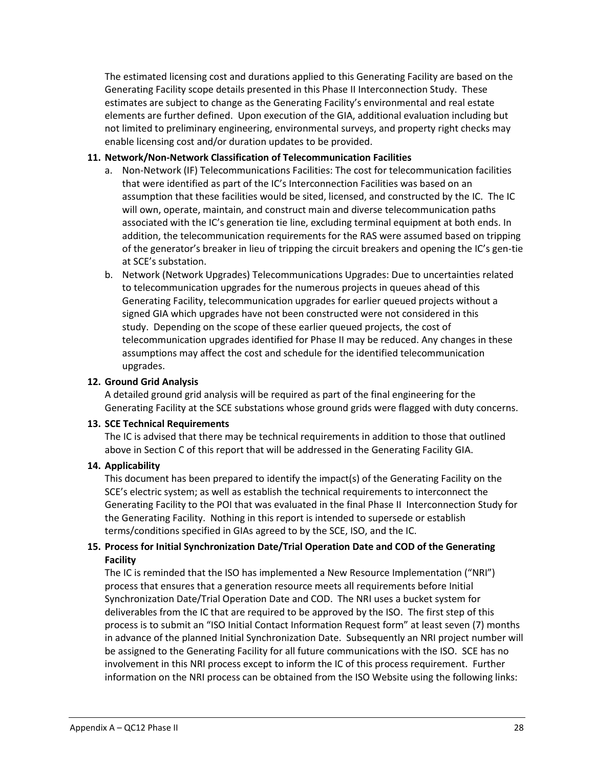The estimated licensing cost and durations applied to this Generating Facility are based on the Generating Facility scope details presented in this Phase II Interconnection Study. These estimates are subject to change as the Generating Facility's environmental and real estate elements are further defined. Upon execution of the GIA, additional evaluation including but not limited to preliminary engineering, environmental surveys, and property right checks may enable licensing cost and/or duration updates to be provided.

**11. Network/Non-Network Classification of Telecommunication Facilities**

a. Non-Network (IF) Telecommunications Facilities: The cost for telecommunication facilities that were identified as part of the IC's Interconnection Facilities was based on an assumption that these facilities would be sited, licensed, and constructed by the IC. The IC will own, operate, maintain, and construct main and diverse telecommunication paths associated with the IC's generation tie line, excluding terminal equipment at both ends. In addition, the telecommunication requirements for the RAS were assumed based on tripping of the generator's breaker in lieu of tripping the circuit breakers and opening the IC's gen-tie at SCE's substation.

b. Network (Network Upgrades) Telecommunications Upgrades: Due to uncertainties related to telecommunication upgrades for the numerous projects in queues ahead of this Generating Facility, telecommunication upgrades for earlier queued projects without a signed GIA which upgrades have not been constructed were not considered in this study. Depending on the scope of these earlier queued projects, the cost of telecommunication upgrades identified for Phase II may be reduced. Any changes in these assumptions may affect the cost and schedule for the identified telecommunication upgrades.

**12. Ground Grid Analysis**

A detailed ground grid analysis will be required as part of the final engineering for the Generating Facility at the SCE substations whose ground grids were flagged with duty concerns.

**13. SCE Technical Requirements**

The IC is advised that there may be technical requirements in addition to those that outlined above in Section C of this report that will be addressed in the Generating Facility GIA.

**14. Applicability**

This document has been prepared to identify the impact(s) of the Generating Facility on the SCE's electric system; as well as establish the technical requirements to interconnect the Generating Facility to the POI that was evaluated in the final Phase II Interconnection Study for the Generating Facility. Nothing in this report is intended to supersede or establish terms/conditions specified in GIAs agreed to by the SCE, ISO, and the IC.

**15. Process for Initial Synchronization Date/Trial Operation Date and COD of the Generating Facility**

The IC is reminded that the ISO has implemented a New Resource Implementation ("NRI") process that ensures that a generation resource meets all requirements before Initial Synchronization Date/Trial Operation Date and COD. The NRI uses a bucket system for deliverables from the IC that are required to be approved by the ISO. The first step of this process is to submit an "ISO Initial Contact Information Request form" at least seven (7) months in advance of the planned Initial Synchronization Date. Subsequently an NRI project number will be assigned to the Generating Facility for all future communications with the ISO. SCE has no involvement in this NRI process except to inform the IC of this process requirement. Further information on the NRI process can be obtained from the ISO Website using the following links: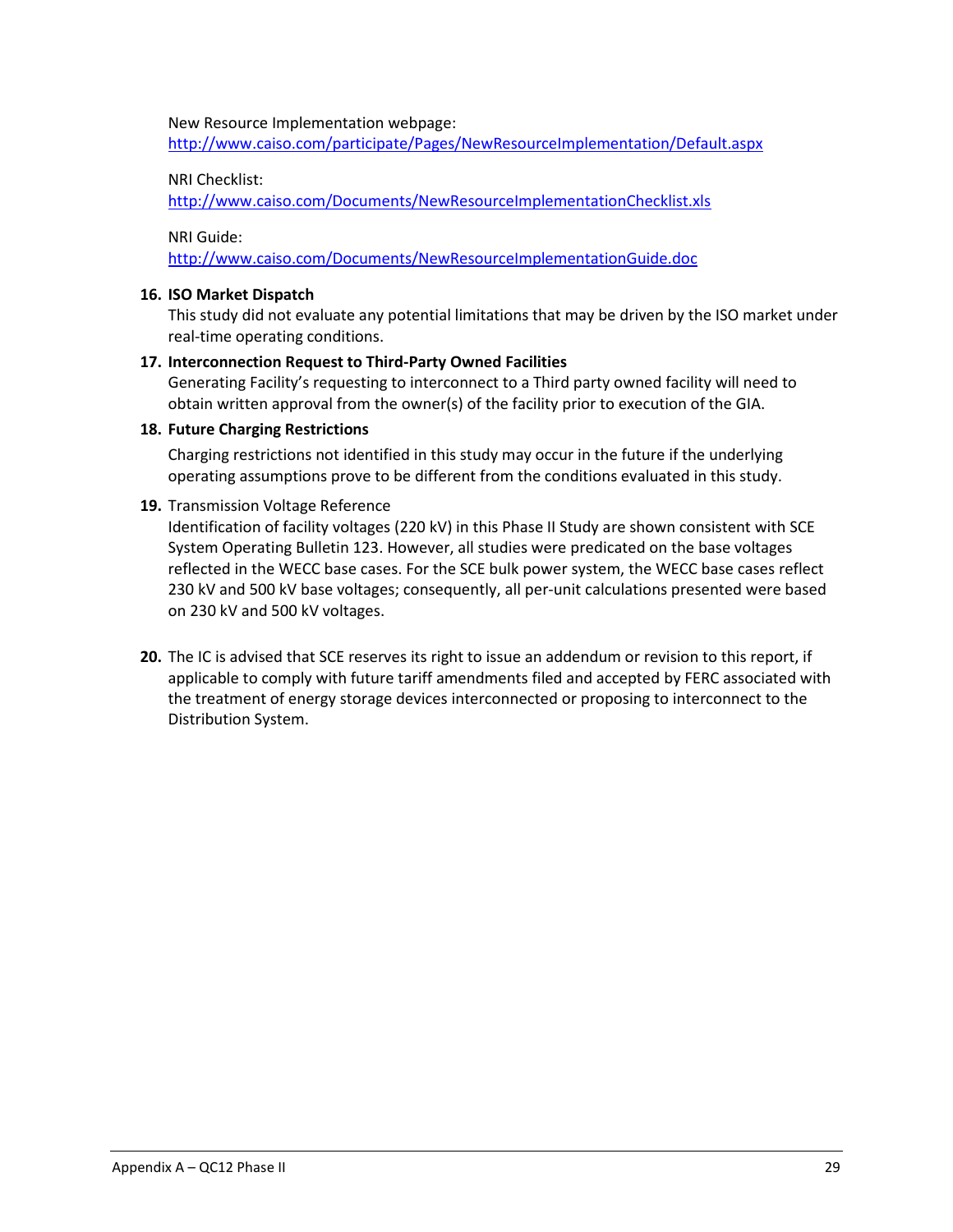New Resource Implementation webpage:
http://www.caiso.com/participate/Pages/NewResourceImplementation/Default.aspx

NRI Checklist:
http://www.caiso.com/Documents/NewResourceImplementationChecklist.xls

NRI Guide:
http://www.caiso.com/Documents/NewResourceImplementationGuide.doc

16. **ISO Market Dispatch**
    This study did not evaluate any potential limitations that may be driven by the ISO market under real-time operating conditions.

17. **Interconnection Request to Third-Party Owned Facilities**
    Generating Facility's requesting to interconnect to a Third party owned facility will need to obtain written approval from the owner(s) of the facility prior to execution of the GIA.

18. **Future Charging Restrictions**
    Charging restrictions not identified in this study may occur in the future if the underlying operating assumptions prove to be different from the conditions evaluated in this study.

19. Transmission Voltage Reference
    Identification of facility voltages (220 kV) in this Phase II Study are shown consistent with SCE System Operating Bulletin 123. However, all studies were predicated on the base voltages reflected in the WECC base cases. For the SCE bulk power system, the WECC base cases reflect 230 kV and 500 kV base voltages; consequently, all per-unit calculations presented were based on 230 kV and 500 kV voltages.

20. The IC is advised that SCE reserves its right to issue an addendum or revision to this report, if applicable to comply with future tariff amendments filed and accepted by FERC associated with the treatment of energy storage devices interconnected or proposing to interconnect to the Distribution System.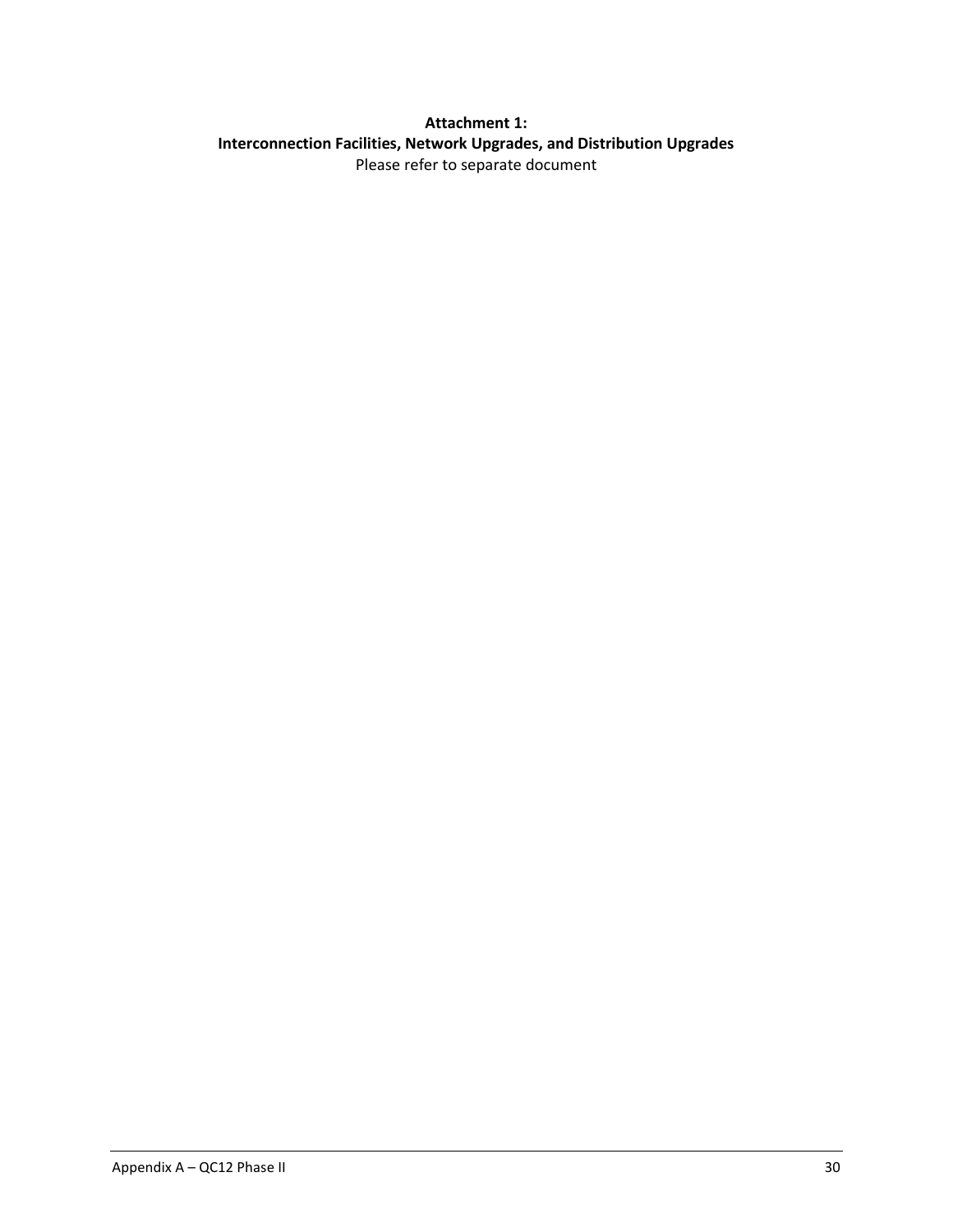**Attachment 1:**
**Interconnection Facilities, Network Upgrades, and Distribution Upgrades**
Please refer to separate document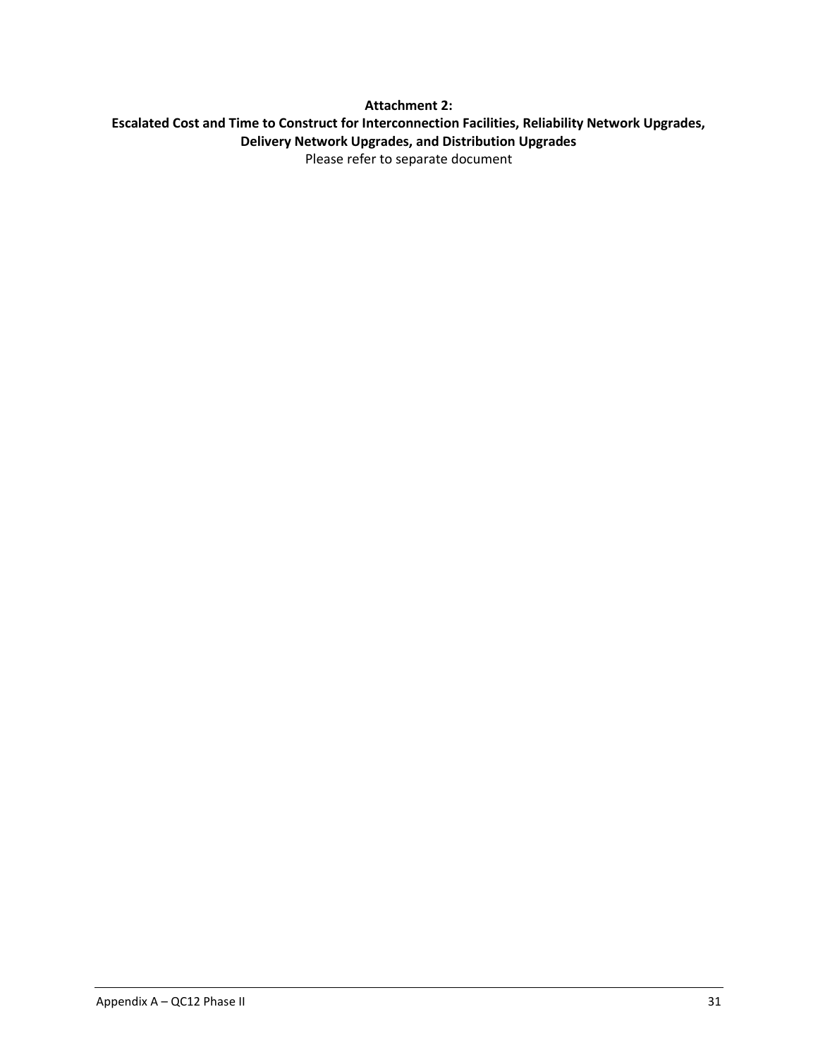**Attachment 2:**
**Escalated Cost and Time to Construct for Interconnection Facilities, Reliability Network Upgrades, Delivery Network Upgrades, and Distribution Upgrades**

Please refer to separate document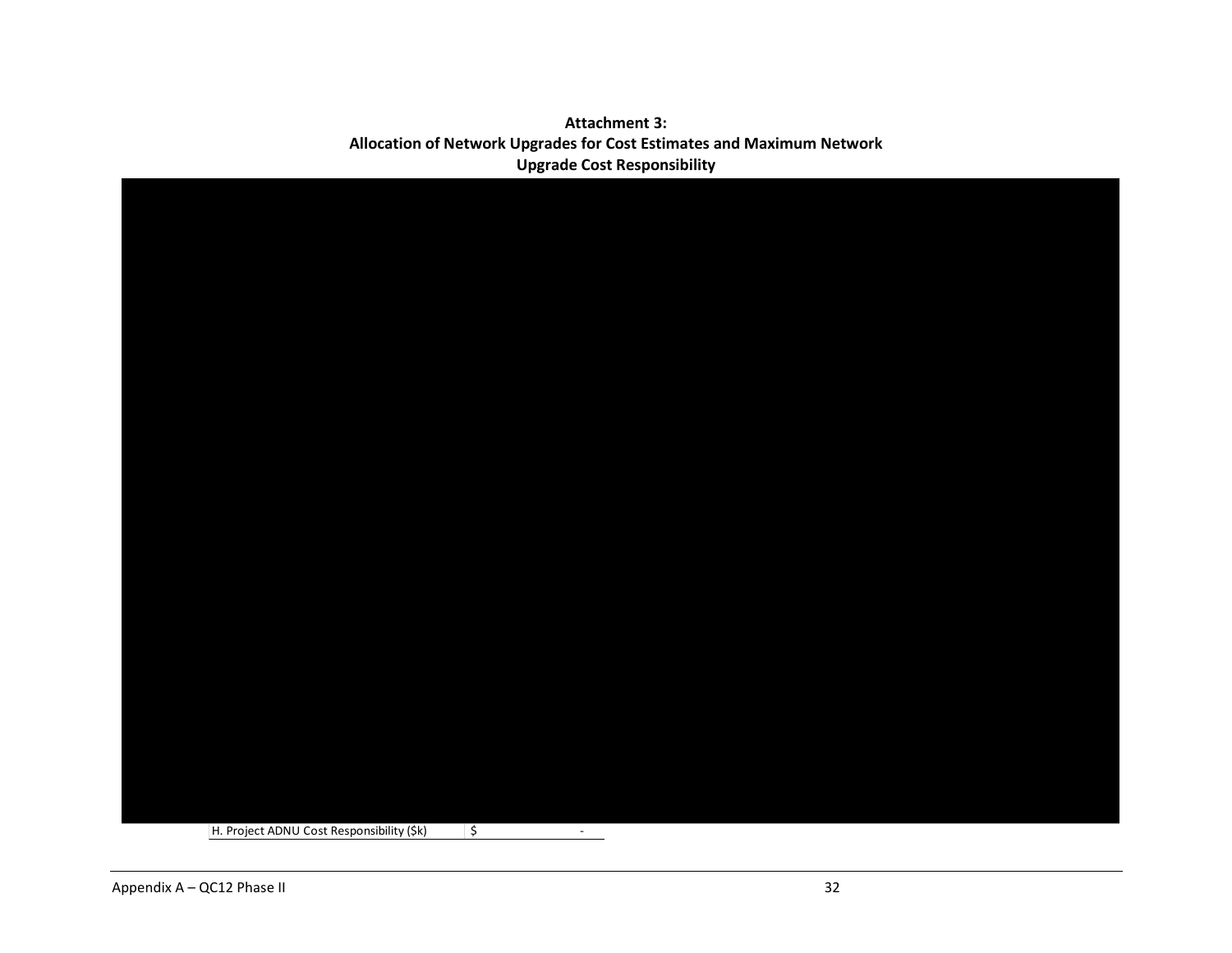**Attachment 3:**
**Allocation of Network Upgrades for Cost Estimates and Maximum Network Upgrade Cost Responsibility**

| H. Project ADNU Cost Responsibility ($k) | $ - |
|---|---|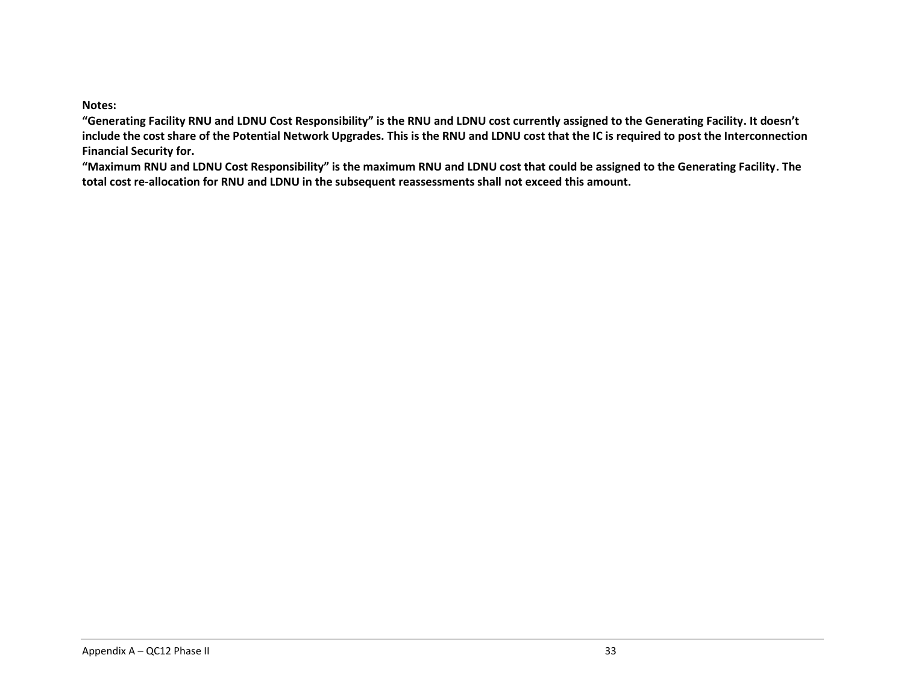**Notes:**

**"Generating Facility RNU and LDNU Cost Responsibility" is the RNU and LDNU cost currently assigned to the Generating Facility. It doesn't include the cost share of the Potential Network Upgrades. This is the RNU and LDNU cost that the IC is required to post the Interconnection Financial Security for.**

**"Maximum RNU and LDNU Cost Responsibility" is the maximum RNU and LDNU cost that could be assigned to the Generating Facility. The total cost re-allocation for RNU and LDNU in the subsequent reassessments shall not exceed this amount.**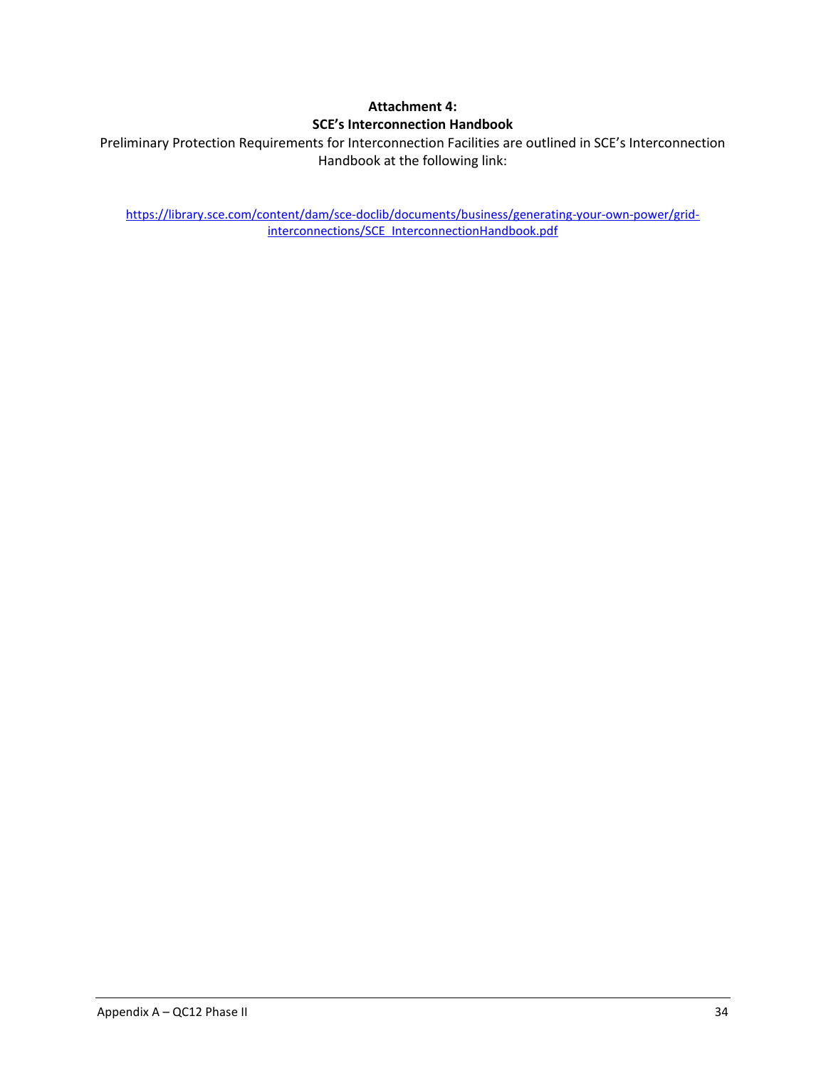**Attachment 4:**
**SCE's Interconnection Handbook**

Preliminary Protection Requirements for Interconnection Facilities are outlined in SCE's Interconnection Handbook at the following link:

https://library.sce.com/content/dam/sce-doclib/documents/business/generating-your-own-power/grid-interconnections/SCE_InterconnectionHandbook.pdf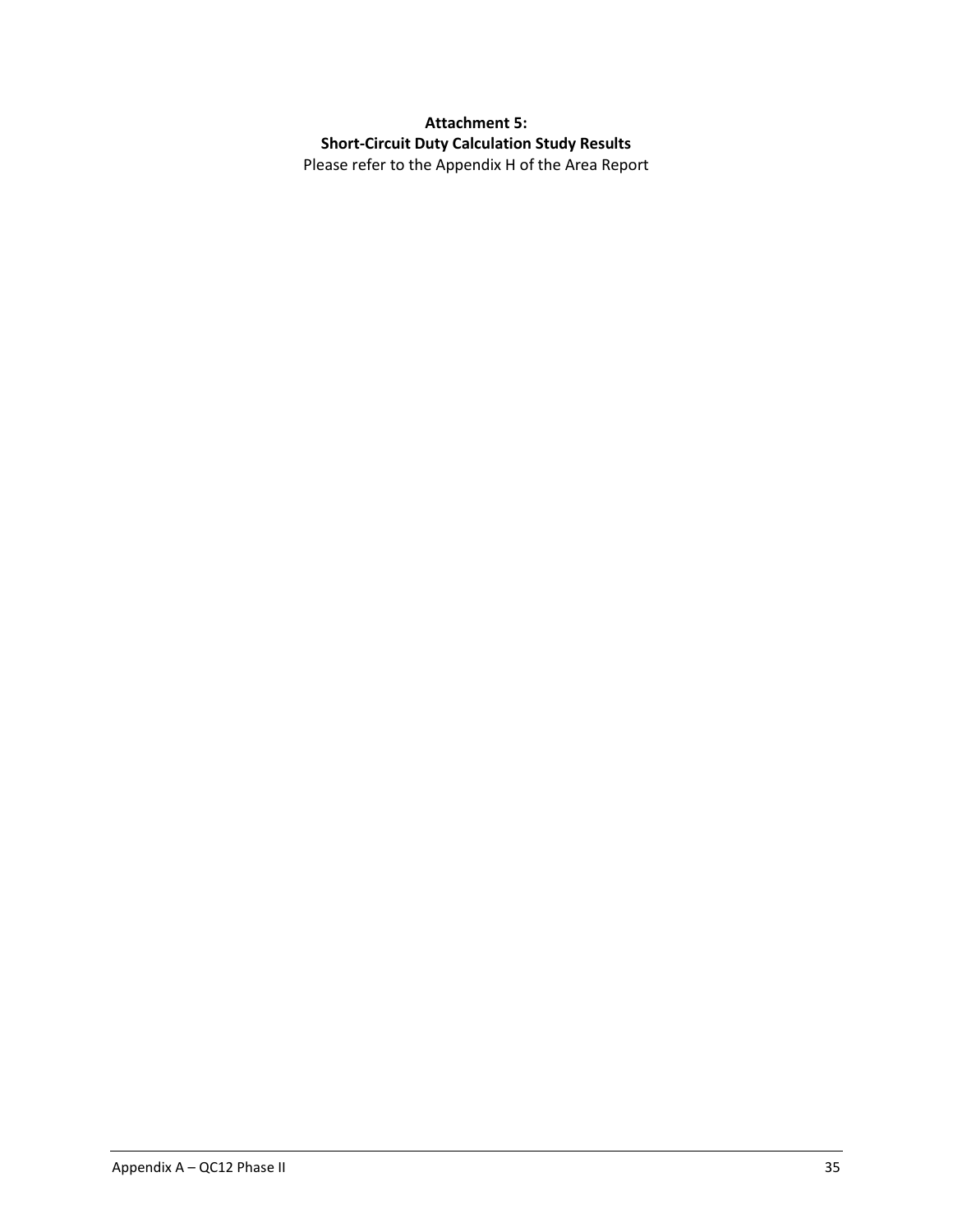**Attachment 5:**
**Short-Circuit Duty Calculation Study Results**

Please refer to the Appendix H of the Area Report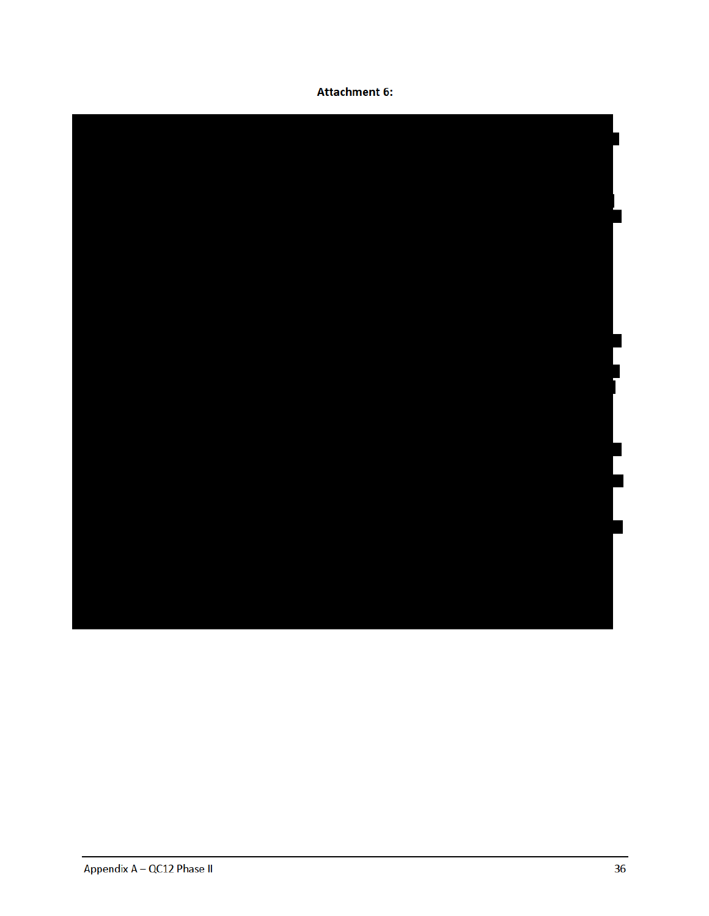**Attachment 6:**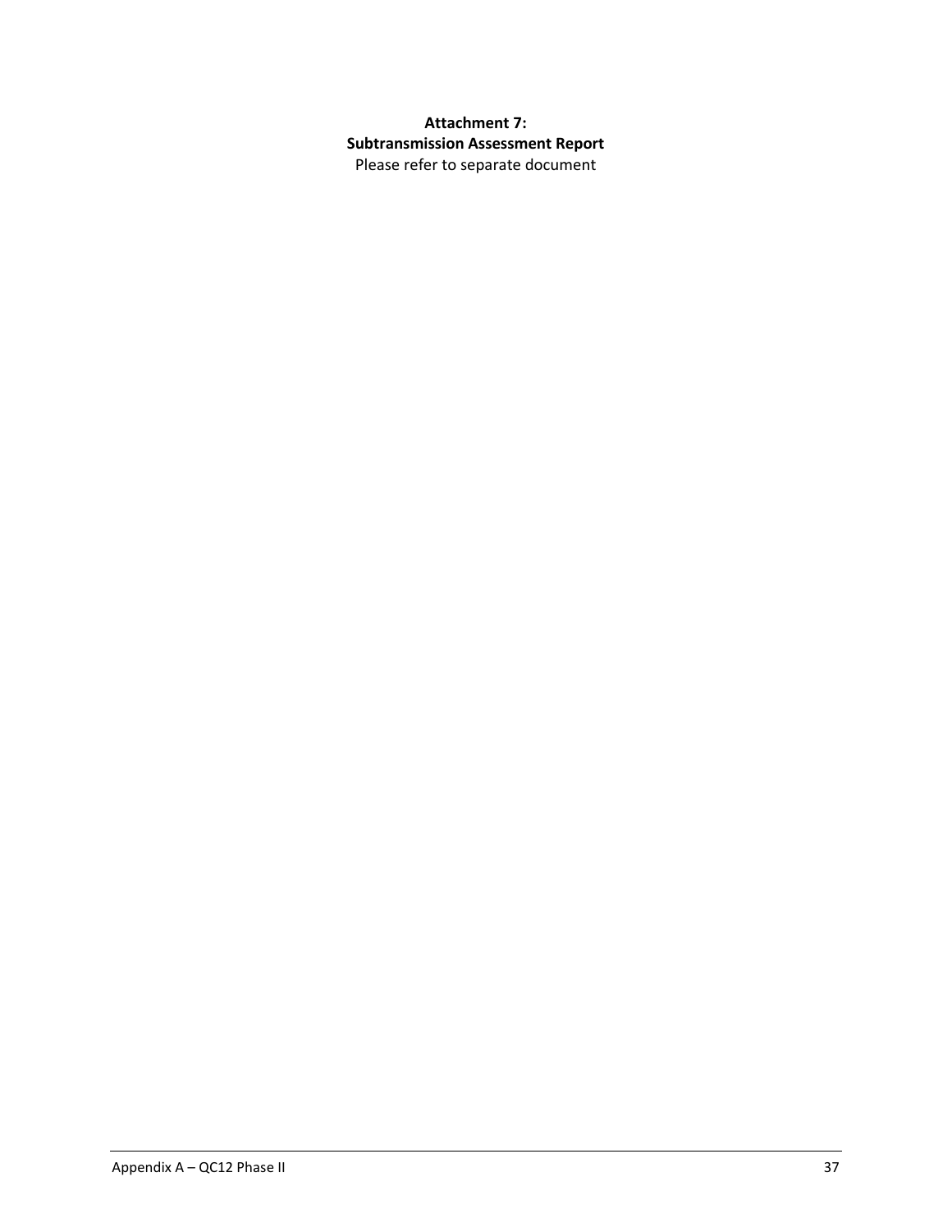**Attachment 7:**
**Subtransmission Assessment Report**

Please refer to separate document